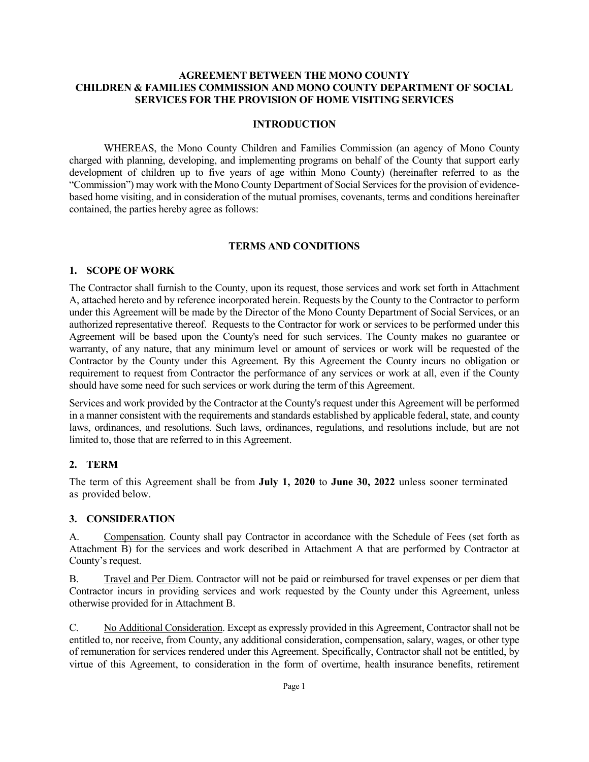# AGREEMENT BETWEEN THE MONO COUNTY CHILDREN & FAMILIES COMMISSION AND MONO COUNTY DEPARTMENT OF SOCIAL SERVICES FOR THE PROVISION OF HOME VISITING SERVICES

## INTRODUCTION

WHEREAS, the Mono County Children and Families Commission (an agency of Mono County charged with planning, developing, and implementing programs on behalf of the County that support early development of children up to five years of age within Mono County) (hereinafter referred to as the "Commission") may work with the Mono County Department of Social Services for the provision of evidence-based home visiting, and in consideration of the mutual promises, covenants, terms and conditions hereinafter contained, the parties hereby agree as follows:

## TERMS AND CONDITIONS

### 1. SCOPE OF WORK

The Contractor shall furnish to the County, upon its request, those services and work set forth in Attachment A, attached hereto and by reference incorporated herein. Requests by the County to the Contractor to perform under this Agreement will be made by the Director of the Mono County Department of Social Services, or an authorized representative thereof. Requests to the Contractor for work or services to be performed under this Agreement will be based upon the County's need for such services. The County makes no guarantee or warranty, of any nature, that any minimum level or amount of services or work will be requested of the Contractor by the County under this Agreement. By this Agreement the County incurs no obligation or requirement to request from Contractor the performance of any services or work at all, even if the County should have some need for such services or work during the term of this Agreement.

Services and work provided by the Contractor at the County's request under this Agreement will be performed in a manner consistent with the requirements and standards established by applicable federal, state, and county laws, ordinances, and resolutions. Such laws, ordinances, regulations, and resolutions include, but are not limited to, those that are referred to in this Agreement.

### 2. TERM

The term of this Agreement shall be from **July 1, 2020** to **June 30, 2022** unless sooner terminated as provided below.

### 3. CONSIDERATION

A. Compensation. County shall pay Contractor in accordance with the Schedule of Fees (set forth as Attachment B) for the services and work described in Attachment A that are performed by Contractor at County's request.

B. Travel and Per Diem. Contractor will not be paid or reimbursed for travel expenses or per diem that Contractor incurs in providing services and work requested by the County under this Agreement, unless otherwise provided for in Attachment B.

C. No Additional Consideration. Except as expressly provided in this Agreement, Contractor shall not be entitled to, nor receive, from County, any additional consideration, compensation, salary, wages, or other type of remuneration for services rendered under this Agreement. Specifically, Contractor shall not be entitled, by virtue of this Agreement, to consideration in the form of overtime, health insurance benefits, retirement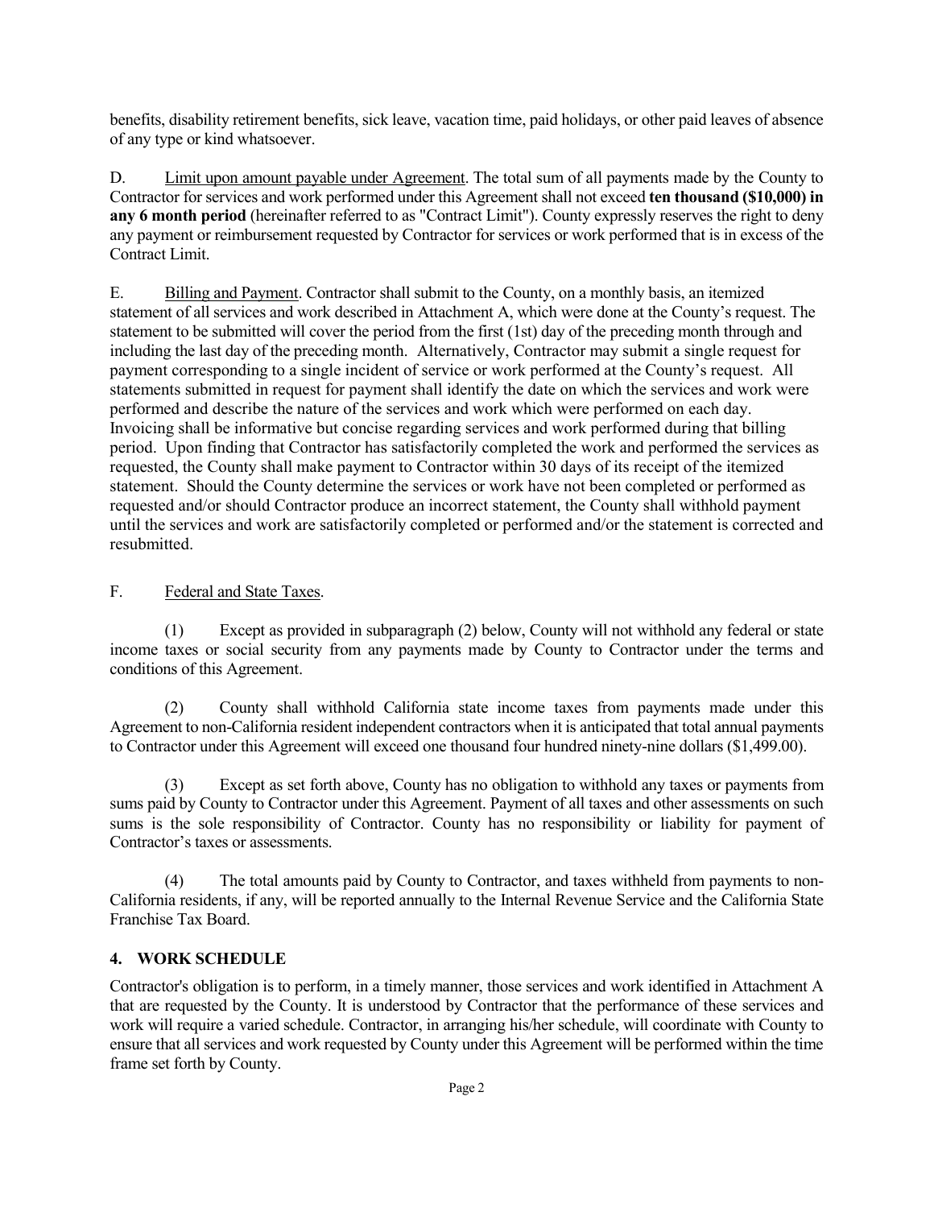benefits, disability retirement benefits, sick leave, vacation time, paid holidays, or other paid leaves of absence of any type or kind whatsoever.

D. <u>Limit upon amount payable under Agreement</u>. The total sum of all payments made by the County to Contractor for services and work performed under this Agreement shall not exceed **ten thousand ($10,000) in any 6 month period** (hereinafter referred to as "Contract Limit"). County expressly reserves the right to deny any payment or reimbursement requested by Contractor for services or work performed that is in excess of the Contract Limit.

E. <u>Billing and Payment</u>. Contractor shall submit to the County, on a monthly basis, an itemized statement of all services and work described in Attachment A, which were done at the County's request. The statement to be submitted will cover the period from the first (1st) day of the preceding month through and including the last day of the preceding month. Alternatively, Contractor may submit a single request for payment corresponding to a single incident of service or work performed at the County's request. All statements submitted in request for payment shall identify the date on which the services and work were performed and describe the nature of the services and work which were performed on each day. Invoicing shall be informative but concise regarding services and work performed during that billing period. Upon finding that Contractor has satisfactorily completed the work and performed the services as requested, the County shall make payment to Contractor within 30 days of its receipt of the itemized statement. Should the County determine the services or work have not been completed or performed as requested and/or should Contractor produce an incorrect statement, the County shall withhold payment until the services and work are satisfactorily completed or performed and/or the statement is corrected and resubmitted.

F. <u>Federal and State Taxes</u>.

(1) Except as provided in subparagraph (2) below, County will not withhold any federal or state income taxes or social security from any payments made by County to Contractor under the terms and conditions of this Agreement.

(2) County shall withhold California state income taxes from payments made under this Agreement to non-California resident independent contractors when it is anticipated that total annual payments to Contractor under this Agreement will exceed one thousand four hundred ninety-nine dollars ($1,499.00).

(3) Except as set forth above, County has no obligation to withhold any taxes or payments from sums paid by County to Contractor under this Agreement. Payment of all taxes and other assessments on such sums is the sole responsibility of Contractor. County has no responsibility or liability for payment of Contractor's taxes or assessments.

(4) The total amounts paid by County to Contractor, and taxes withheld from payments to non-California residents, if any, will be reported annually to the Internal Revenue Service and the California State Franchise Tax Board.

## 4. WORK SCHEDULE

Contractor's obligation is to perform, in a timely manner, those services and work identified in Attachment A that are requested by the County. It is understood by Contractor that the performance of these services and work will require a varied schedule. Contractor, in arranging his/her schedule, will coordinate with County to ensure that all services and work requested by County under this Agreement will be performed within the time frame set forth by County.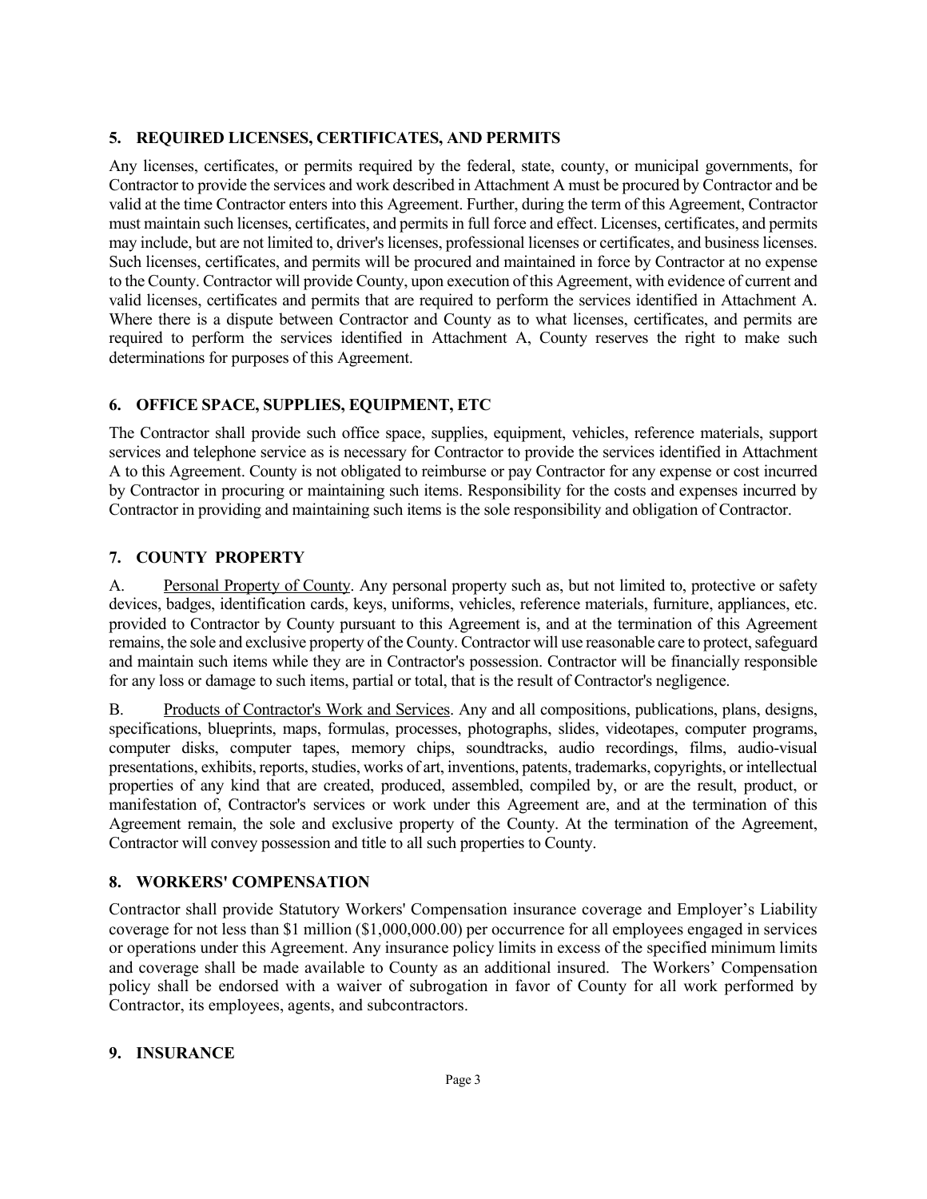## 5. REQUIRED LICENSES, CERTIFICATES, AND PERMITS

Any licenses, certificates, or permits required by the federal, state, county, or municipal governments, for Contractor to provide the services and work described in Attachment A must be procured by Contractor and be valid at the time Contractor enters into this Agreement. Further, during the term of this Agreement, Contractor must maintain such licenses, certificates, and permits in full force and effect. Licenses, certificates, and permits may include, but are not limited to, driver's licenses, professional licenses or certificates, and business licenses. Such licenses, certificates, and permits will be procured and maintained in force by Contractor at no expense to the County. Contractor will provide County, upon execution of this Agreement, with evidence of current and valid licenses, certificates and permits that are required to perform the services identified in Attachment A. Where there is a dispute between Contractor and County as to what licenses, certificates, and permits are required to perform the services identified in Attachment A, County reserves the right to make such determinations for purposes of this Agreement.

## 6. OFFICE SPACE, SUPPLIES, EQUIPMENT, ETC

The Contractor shall provide such office space, supplies, equipment, vehicles, reference materials, support services and telephone service as is necessary for Contractor to provide the services identified in Attachment A to this Agreement. County is not obligated to reimburse or pay Contractor for any expense or cost incurred by Contractor in procuring or maintaining such items. Responsibility for the costs and expenses incurred by Contractor in providing and maintaining such items is the sole responsibility and obligation of Contractor.

## 7. COUNTY PROPERTY

A. Personal Property of County. Any personal property such as, but not limited to, protective or safety devices, badges, identification cards, keys, uniforms, vehicles, reference materials, furniture, appliances, etc. provided to Contractor by County pursuant to this Agreement is, and at the termination of this Agreement remains, the sole and exclusive property of the County. Contractor will use reasonable care to protect, safeguard and maintain such items while they are in Contractor's possession. Contractor will be financially responsible for any loss or damage to such items, partial or total, that is the result of Contractor's negligence.

B. Products of Contractor's Work and Services. Any and all compositions, publications, plans, designs, specifications, blueprints, maps, formulas, processes, photographs, slides, videotapes, computer programs, computer disks, computer tapes, memory chips, soundtracks, audio recordings, films, audio-visual presentations, exhibits, reports, studies, works of art, inventions, patents, trademarks, copyrights, or intellectual properties of any kind that are created, produced, assembled, compiled by, or are the result, product, or manifestation of, Contractor's services or work under this Agreement are, and at the termination of this Agreement remain, the sole and exclusive property of the County. At the termination of the Agreement, Contractor will convey possession and title to all such properties to County.

## 8. WORKERS' COMPENSATION

Contractor shall provide Statutory Workers' Compensation insurance coverage and Employer's Liability coverage for not less than $1 million ($1,000,000.00) per occurrence for all employees engaged in services or operations under this Agreement. Any insurance policy limits in excess of the specified minimum limits and coverage shall be made available to County as an additional insured. The Workers' Compensation policy shall be endorsed with a waiver of subrogation in favor of County for all work performed by Contractor, its employees, agents, and subcontractors.

## 9. INSURANCE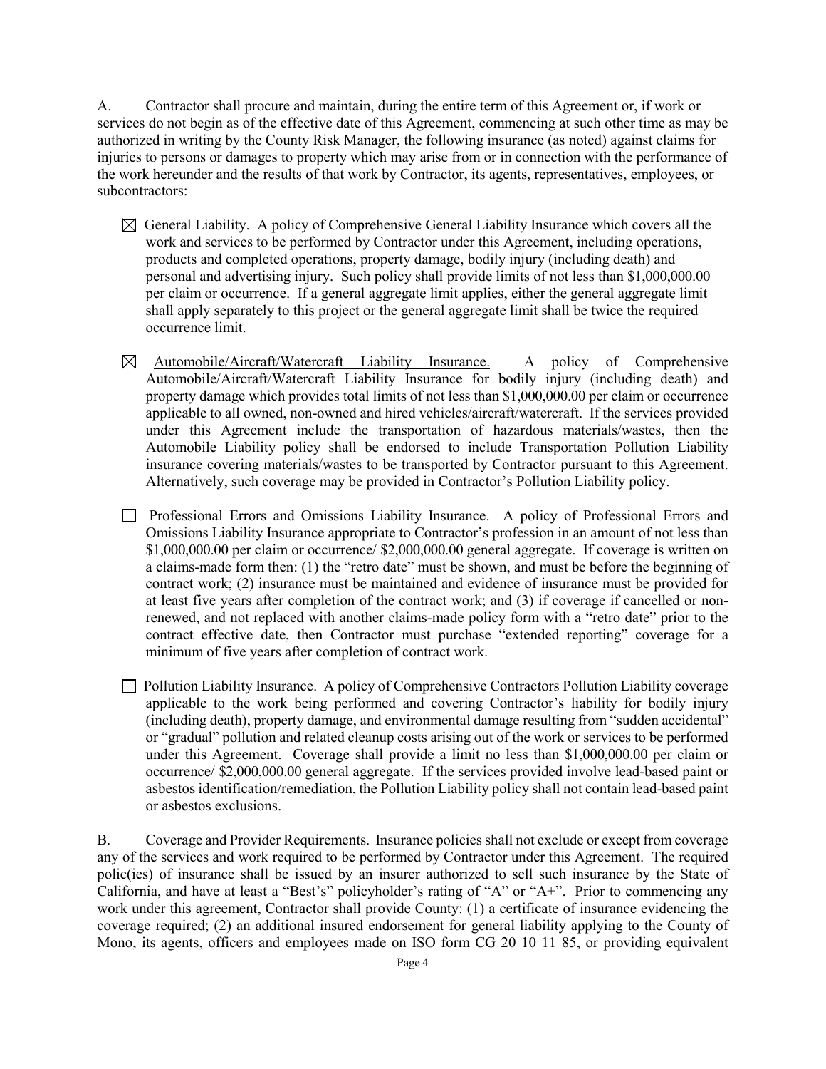A. Contractor shall procure and maintain, during the entire term of this Agreement or, if work or services do not begin as of the effective date of this Agreement, commencing at such other time as may be authorized in writing by the County Risk Manager, the following insurance (as noted) against claims for injuries to persons or damages to property which may arise from or in connection with the performance of the work hereunder and the results of that work by Contractor, its agents, representatives, employees, or subcontractors:

- ☒ <u>General Liability</u>. A policy of Comprehensive General Liability Insurance which covers all the work and services to be performed by Contractor under this Agreement, including operations, products and completed operations, property damage, bodily injury (including death) and personal and advertising injury. Such policy shall provide limits of not less than $1,000,000.00 per claim or occurrence. If a general aggregate limit applies, either the general aggregate limit shall apply separately to this project or the general aggregate limit shall be twice the required occurrence limit.

- ☒ <u>Automobile/Aircraft/Watercraft Liability Insurance.</u> A policy of Comprehensive Automobile/Aircraft/Watercraft Liability Insurance for bodily injury (including death) and property damage which provides total limits of not less than $1,000,000.00 per claim or occurrence applicable to all owned, non-owned and hired vehicles/aircraft/watercraft. If the services provided under this Agreement include the transportation of hazardous materials/wastes, then the Automobile Liability policy shall be endorsed to include Transportation Pollution Liability insurance covering materials/wastes to be transported by Contractor pursuant to this Agreement. Alternatively, such coverage may be provided in Contractor's Pollution Liability policy.

- ☐ <u>Professional Errors and Omissions Liability Insurance</u>. A policy of Professional Errors and Omissions Liability Insurance appropriate to Contractor's profession in an amount of not less than $1,000,000.00 per claim or occurrence/ $2,000,000.00 general aggregate. If coverage is written on a claims-made form then: (1) the "retro date" must be shown, and must be before the beginning of contract work; (2) insurance must be maintained and evidence of insurance must be provided for at least five years after completion of the contract work; and (3) if coverage if cancelled or non-renewed, and not replaced with another claims-made policy form with a "retro date" prior to the contract effective date, then Contractor must purchase "extended reporting" coverage for a minimum of five years after completion of contract work.

- ☐ <u>Pollution Liability Insurance</u>. A policy of Comprehensive Contractors Pollution Liability coverage applicable to the work being performed and covering Contractor's liability for bodily injury (including death), property damage, and environmental damage resulting from "sudden accidental" or "gradual" pollution and related cleanup costs arising out of the work or services to be performed under this Agreement. Coverage shall provide a limit no less than $1,000,000.00 per claim or occurrence/ $2,000,000.00 general aggregate. If the services provided involve lead-based paint or asbestos identification/remediation, the Pollution Liability policy shall not contain lead-based paint or asbestos exclusions.

B. <u>Coverage and Provider Requirements</u>. Insurance policies shall not exclude or except from coverage any of the services and work required to be performed by Contractor under this Agreement. The required polic(ies) of insurance shall be issued by an insurer authorized to sell such insurance by the State of California, and have at least a "Best's" policyholder's rating of "A" or "A+". Prior to commencing any work under this agreement, Contractor shall provide County: (1) a certificate of insurance evidencing the coverage required; (2) an additional insured endorsement for general liability applying to the County of Mono, its agents, officers and employees made on ISO form CG 20 10 11 85, or providing equivalent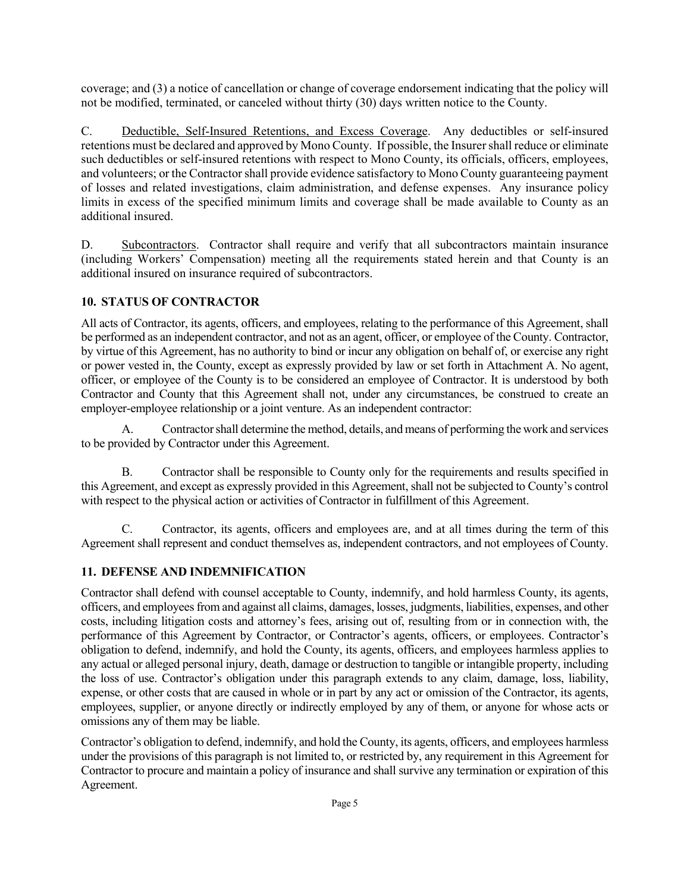coverage; and (3) a notice of cancellation or change of coverage endorsement indicating that the policy will not be modified, terminated, or canceled without thirty (30) days written notice to the County.

C. Deductible, Self-Insured Retentions, and Excess Coverage. Any deductibles or self-insured retentions must be declared and approved by Mono County. If possible, the Insurer shall reduce or eliminate such deductibles or self-insured retentions with respect to Mono County, its officials, officers, employees, and volunteers; or the Contractor shall provide evidence satisfactory to Mono County guaranteeing payment of losses and related investigations, claim administration, and defense expenses. Any insurance policy limits in excess of the specified minimum limits and coverage shall be made available to County as an additional insured.

D. Subcontractors. Contractor shall require and verify that all subcontractors maintain insurance (including Workers' Compensation) meeting all the requirements stated herein and that County is an additional insured on insurance required of subcontractors.

## 10. STATUS OF CONTRACTOR

All acts of Contractor, its agents, officers, and employees, relating to the performance of this Agreement, shall be performed as an independent contractor, and not as an agent, officer, or employee of the County. Contractor, by virtue of this Agreement, has no authority to bind or incur any obligation on behalf of, or exercise any right or power vested in, the County, except as expressly provided by law or set forth in Attachment A. No agent, officer, or employee of the County is to be considered an employee of Contractor. It is understood by both Contractor and County that this Agreement shall not, under any circumstances, be construed to create an employer-employee relationship or a joint venture. As an independent contractor:

A. Contractor shall determine the method, details, and means of performing the work and services to be provided by Contractor under this Agreement.

B. Contractor shall be responsible to County only for the requirements and results specified in this Agreement, and except as expressly provided in this Agreement, shall not be subjected to County's control with respect to the physical action or activities of Contractor in fulfillment of this Agreement.

C. Contractor, its agents, officers and employees are, and at all times during the term of this Agreement shall represent and conduct themselves as, independent contractors, and not employees of County.

## 11. DEFENSE AND INDEMNIFICATION

Contractor shall defend with counsel acceptable to County, indemnify, and hold harmless County, its agents, officers, and employees from and against all claims, damages, losses, judgments, liabilities, expenses, and other costs, including litigation costs and attorney's fees, arising out of, resulting from or in connection with, the performance of this Agreement by Contractor, or Contractor's agents, officers, or employees. Contractor's obligation to defend, indemnify, and hold the County, its agents, officers, and employees harmless applies to any actual or alleged personal injury, death, damage or destruction to tangible or intangible property, including the loss of use. Contractor's obligation under this paragraph extends to any claim, damage, loss, liability, expense, or other costs that are caused in whole or in part by any act or omission of the Contractor, its agents, employees, supplier, or anyone directly or indirectly employed by any of them, or anyone for whose acts or omissions any of them may be liable.

Contractor's obligation to defend, indemnify, and hold the County, its agents, officers, and employees harmless under the provisions of this paragraph is not limited to, or restricted by, any requirement in this Agreement for Contractor to procure and maintain a policy of insurance and shall survive any termination or expiration of this Agreement.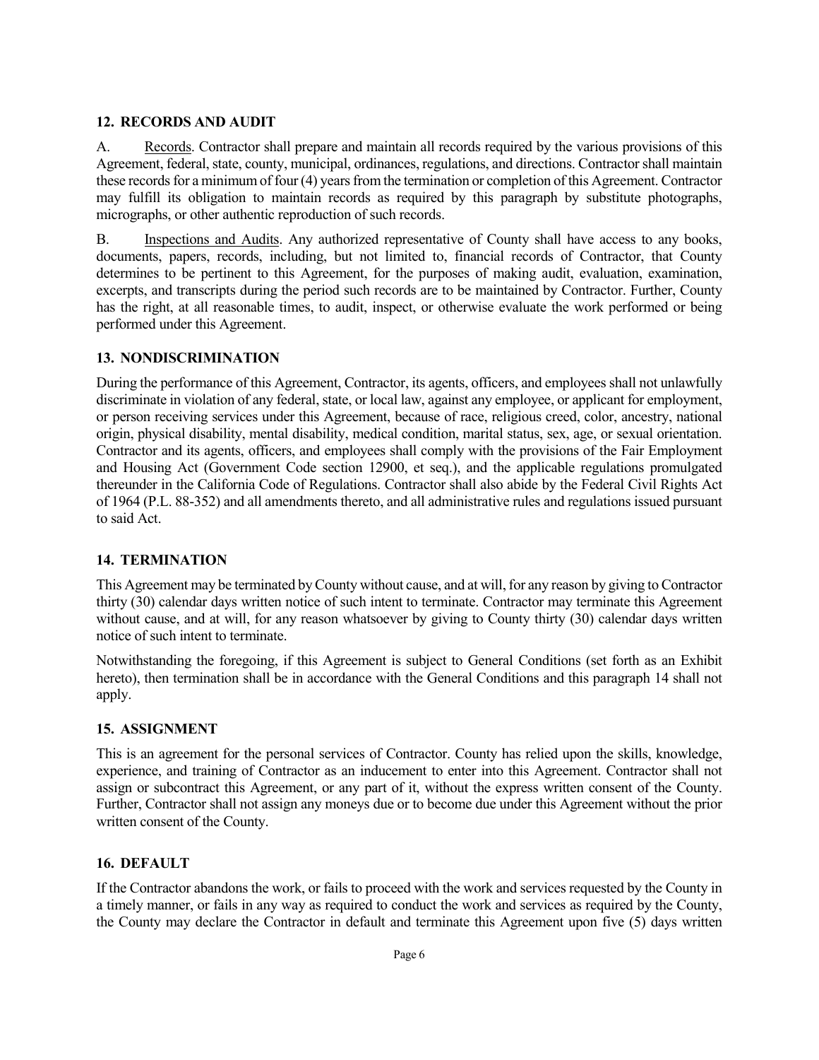## 12. RECORDS AND AUDIT

A. Records. Contractor shall prepare and maintain all records required by the various provisions of this Agreement, federal, state, county, municipal, ordinances, regulations, and directions. Contractor shall maintain these records for a minimum of four (4) years from the termination or completion of this Agreement. Contractor may fulfill its obligation to maintain records as required by this paragraph by substitute photographs, micrographs, or other authentic reproduction of such records.

B. Inspections and Audits. Any authorized representative of County shall have access to any books, documents, papers, records, including, but not limited to, financial records of Contractor, that County determines to be pertinent to this Agreement, for the purposes of making audit, evaluation, examination, excerpts, and transcripts during the period such records are to be maintained by Contractor. Further, County has the right, at all reasonable times, to audit, inspect, or otherwise evaluate the work performed or being performed under this Agreement.

## 13. NONDISCRIMINATION

During the performance of this Agreement, Contractor, its agents, officers, and employees shall not unlawfully discriminate in violation of any federal, state, or local law, against any employee, or applicant for employment, or person receiving services under this Agreement, because of race, religious creed, color, ancestry, national origin, physical disability, mental disability, medical condition, marital status, sex, age, or sexual orientation. Contractor and its agents, officers, and employees shall comply with the provisions of the Fair Employment and Housing Act (Government Code section 12900, et seq.), and the applicable regulations promulgated thereunder in the California Code of Regulations. Contractor shall also abide by the Federal Civil Rights Act of 1964 (P.L. 88-352) and all amendments thereto, and all administrative rules and regulations issued pursuant to said Act.

## 14. TERMINATION

This Agreement may be terminated by County without cause, and at will, for any reason by giving to Contractor thirty (30) calendar days written notice of such intent to terminate. Contractor may terminate this Agreement without cause, and at will, for any reason whatsoever by giving to County thirty (30) calendar days written notice of such intent to terminate.

Notwithstanding the foregoing, if this Agreement is subject to General Conditions (set forth as an Exhibit hereto), then termination shall be in accordance with the General Conditions and this paragraph 14 shall not apply.

## 15. ASSIGNMENT

This is an agreement for the personal services of Contractor. County has relied upon the skills, knowledge, experience, and training of Contractor as an inducement to enter into this Agreement. Contractor shall not assign or subcontract this Agreement, or any part of it, without the express written consent of the County. Further, Contractor shall not assign any moneys due or to become due under this Agreement without the prior written consent of the County.

## 16. DEFAULT

If the Contractor abandons the work, or fails to proceed with the work and services requested by the County in a timely manner, or fails in any way as required to conduct the work and services as required by the County, the County may declare the Contractor in default and terminate this Agreement upon five (5) days written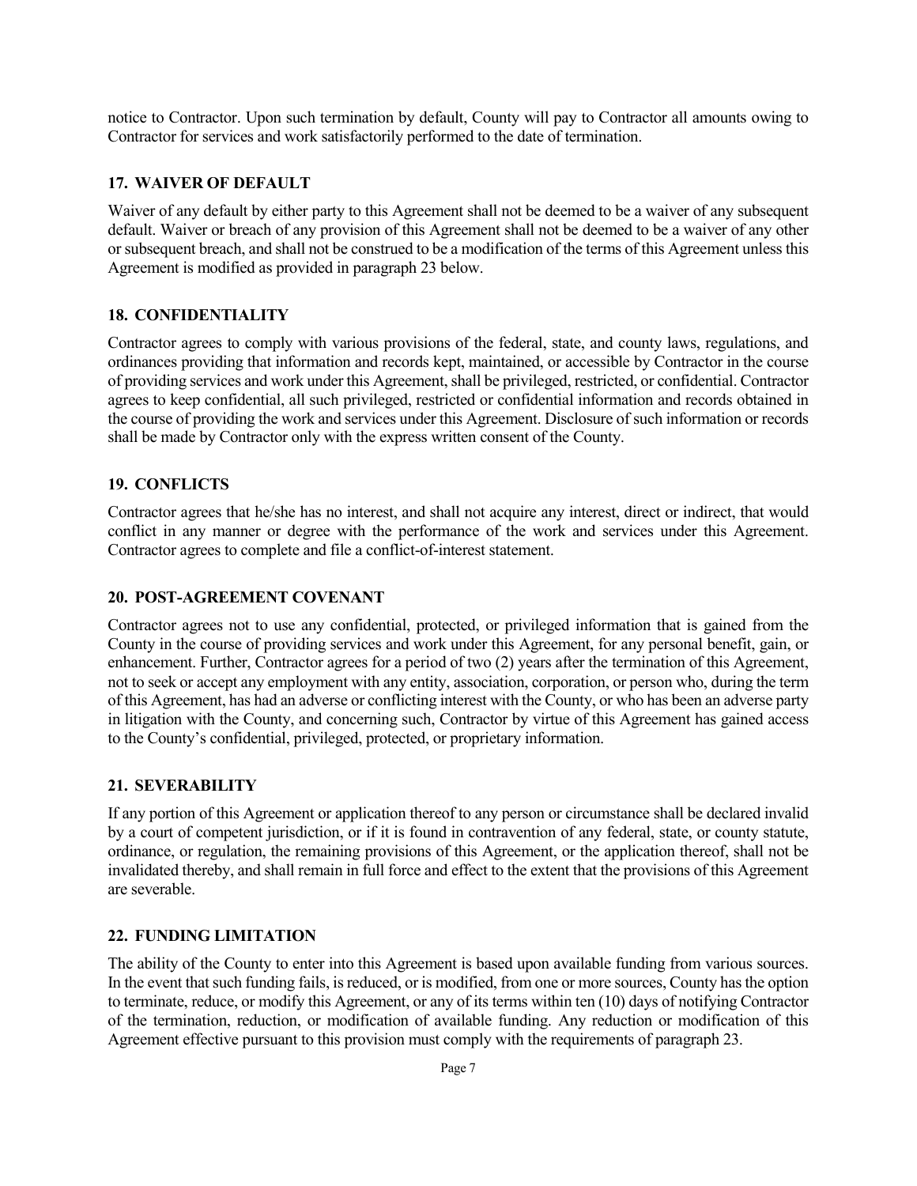notice to Contractor. Upon such termination by default, County will pay to Contractor all amounts owing to Contractor for services and work satisfactorily performed to the date of termination.

## 17. WAIVER OF DEFAULT

Waiver of any default by either party to this Agreement shall not be deemed to be a waiver of any subsequent default. Waiver or breach of any provision of this Agreement shall not be deemed to be a waiver of any other or subsequent breach, and shall not be construed to be a modification of the terms of this Agreement unless this Agreement is modified as provided in paragraph 23 below.

## 18. CONFIDENTIALITY

Contractor agrees to comply with various provisions of the federal, state, and county laws, regulations, and ordinances providing that information and records kept, maintained, or accessible by Contractor in the course of providing services and work under this Agreement, shall be privileged, restricted, or confidential. Contractor agrees to keep confidential, all such privileged, restricted or confidential information and records obtained in the course of providing the work and services under this Agreement. Disclosure of such information or records shall be made by Contractor only with the express written consent of the County.

## 19. CONFLICTS

Contractor agrees that he/she has no interest, and shall not acquire any interest, direct or indirect, that would conflict in any manner or degree with the performance of the work and services under this Agreement. Contractor agrees to complete and file a conflict-of-interest statement.

## 20. POST-AGREEMENT COVENANT

Contractor agrees not to use any confidential, protected, or privileged information that is gained from the County in the course of providing services and work under this Agreement, for any personal benefit, gain, or enhancement. Further, Contractor agrees for a period of two (2) years after the termination of this Agreement, not to seek or accept any employment with any entity, association, corporation, or person who, during the term of this Agreement, has had an adverse or conflicting interest with the County, or who has been an adverse party in litigation with the County, and concerning such, Contractor by virtue of this Agreement has gained access to the County's confidential, privileged, protected, or proprietary information.

## 21. SEVERABILITY

If any portion of this Agreement or application thereof to any person or circumstance shall be declared invalid by a court of competent jurisdiction, or if it is found in contravention of any federal, state, or county statute, ordinance, or regulation, the remaining provisions of this Agreement, or the application thereof, shall not be invalidated thereby, and shall remain in full force and effect to the extent that the provisions of this Agreement are severable.

## 22. FUNDING LIMITATION

The ability of the County to enter into this Agreement is based upon available funding from various sources. In the event that such funding fails, is reduced, or is modified, from one or more sources, County has the option to terminate, reduce, or modify this Agreement, or any of its terms within ten (10) days of notifying Contractor of the termination, reduction, or modification of available funding. Any reduction or modification of this Agreement effective pursuant to this provision must comply with the requirements of paragraph 23.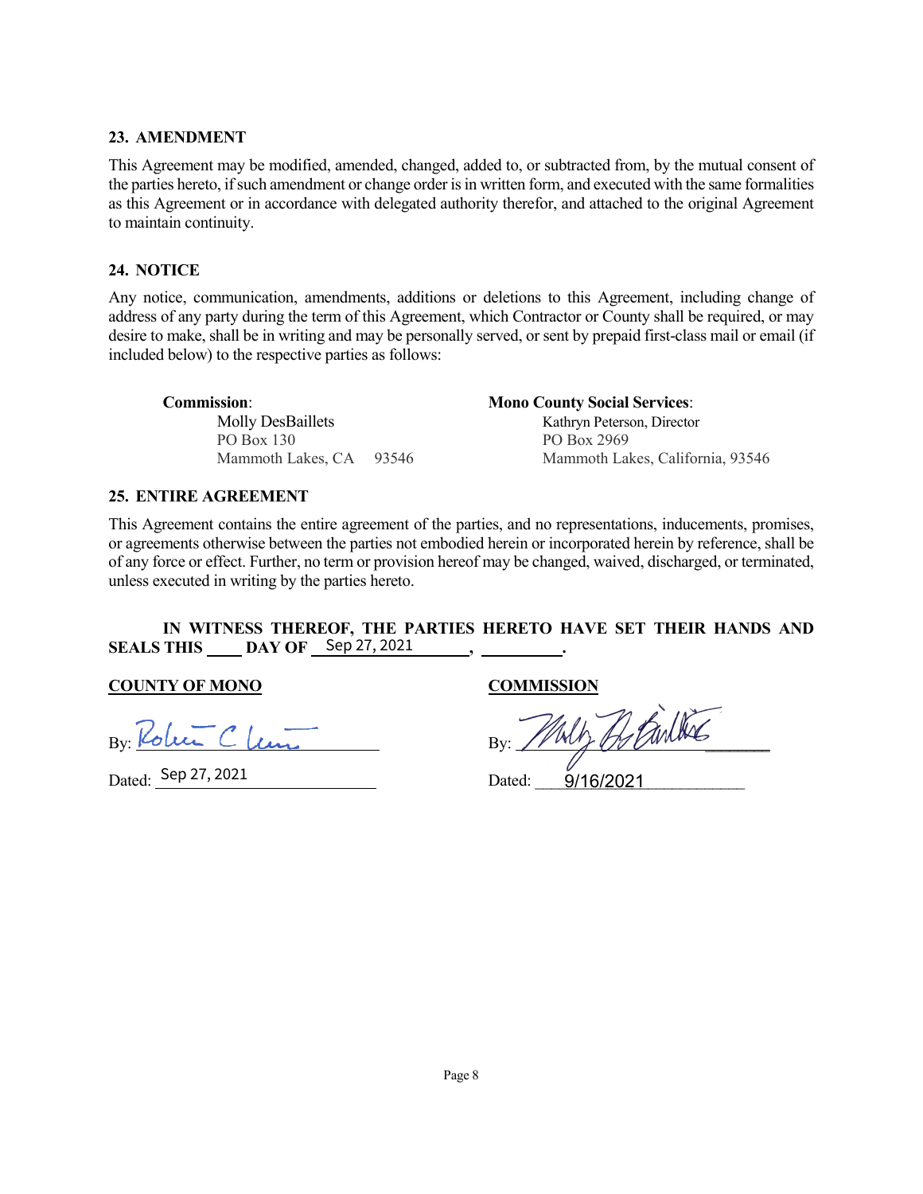## 23. AMENDMENT

This Agreement may be modified, amended, changed, added to, or subtracted from, by the mutual consent of the parties hereto, if such amendment or change order is in written form, and executed with the same formalities as this Agreement or in accordance with delegated authority therefor, and attached to the original Agreement to maintain continuity.

## 24. NOTICE

Any notice, communication, amendments, additions or deletions to this Agreement, including change of address of any party during the term of this Agreement, which Contractor or County shall be required, or may desire to make, shall be in writing and may be personally served, or sent by prepaid first-class mail or email (if included below) to the respective parties as follows:

**Commission**:
Molly DesBaillets
PO Box 130
Mammoth Lakes, CA 93546

**Mono County Social Services**:
Kathryn Peterson, Director
PO Box 2969
Mammoth Lakes, California, 93546

## 25. ENTIRE AGREEMENT

This Agreement contains the entire agreement of the parties, and no representations, inducements, promises, or agreements otherwise between the parties not embodied herein or incorporated herein by reference, shall be of any force or effect. Further, no term or provision hereof may be changed, waived, discharged, or terminated, unless executed in writing by the parties hereto.

**IN WITNESS THEREOF, THE PARTIES HERETO HAVE SET THEIR HANDS AND SEALS THIS ____ DAY OF** Sep 27, 2021 **, ________.**

**COUNTY OF MONO**

By: Robert C Lawton [signature]

Dated: Sep 27, 2021

**COMMISSION**

By: Molly DesBaillets [signature]

Dated: 9/16/2021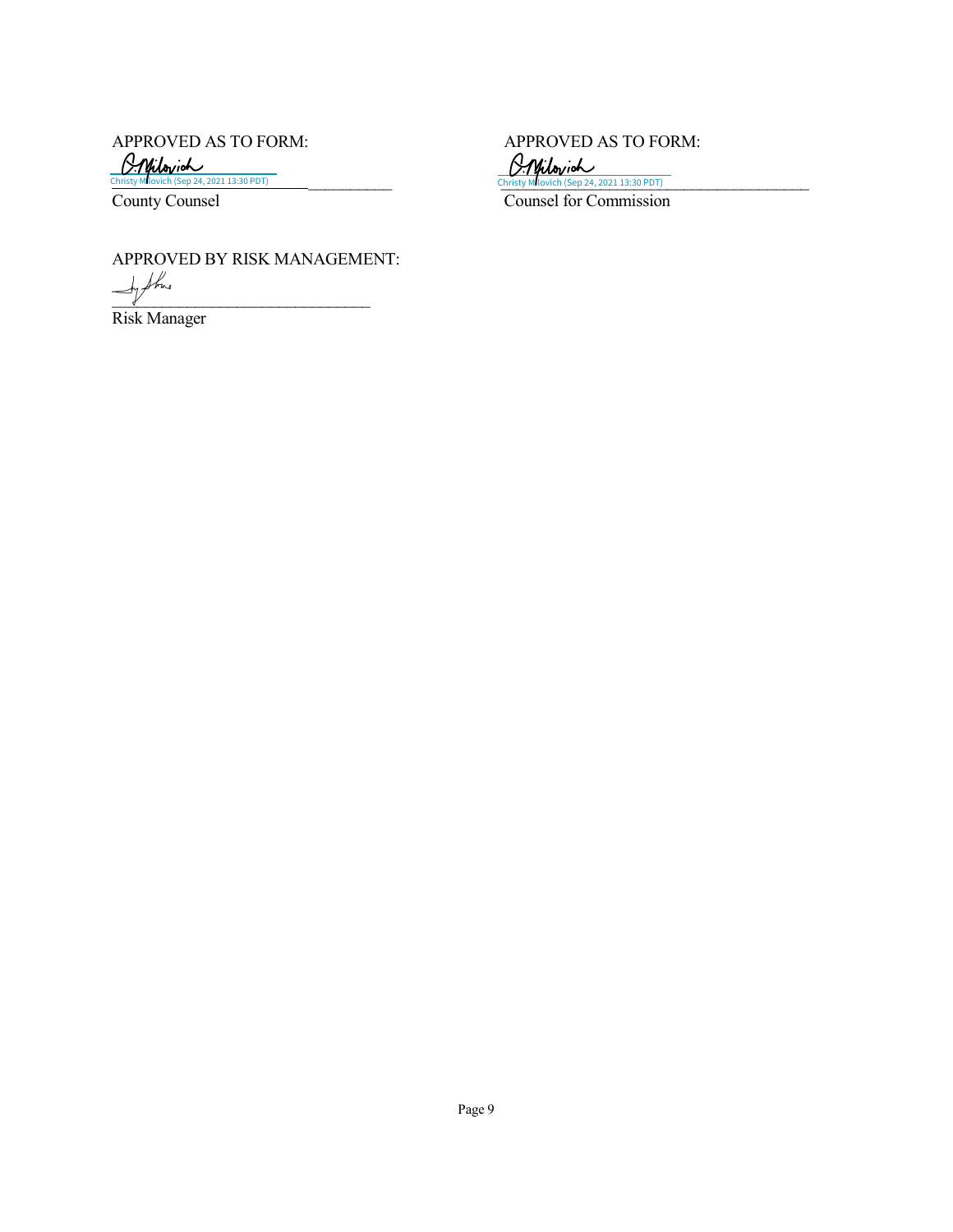APPROVED AS TO FORM:

Christy Milovich (Sep 24, 2021 13:30 PDT)
___________________________
County Counsel

APPROVED AS TO FORM:

Christy Milovich (Sep 24, 2021 13:30 PDT)
___________________________
Counsel for Commission

APPROVED BY RISK MANAGEMENT:

___________________________
Risk Manager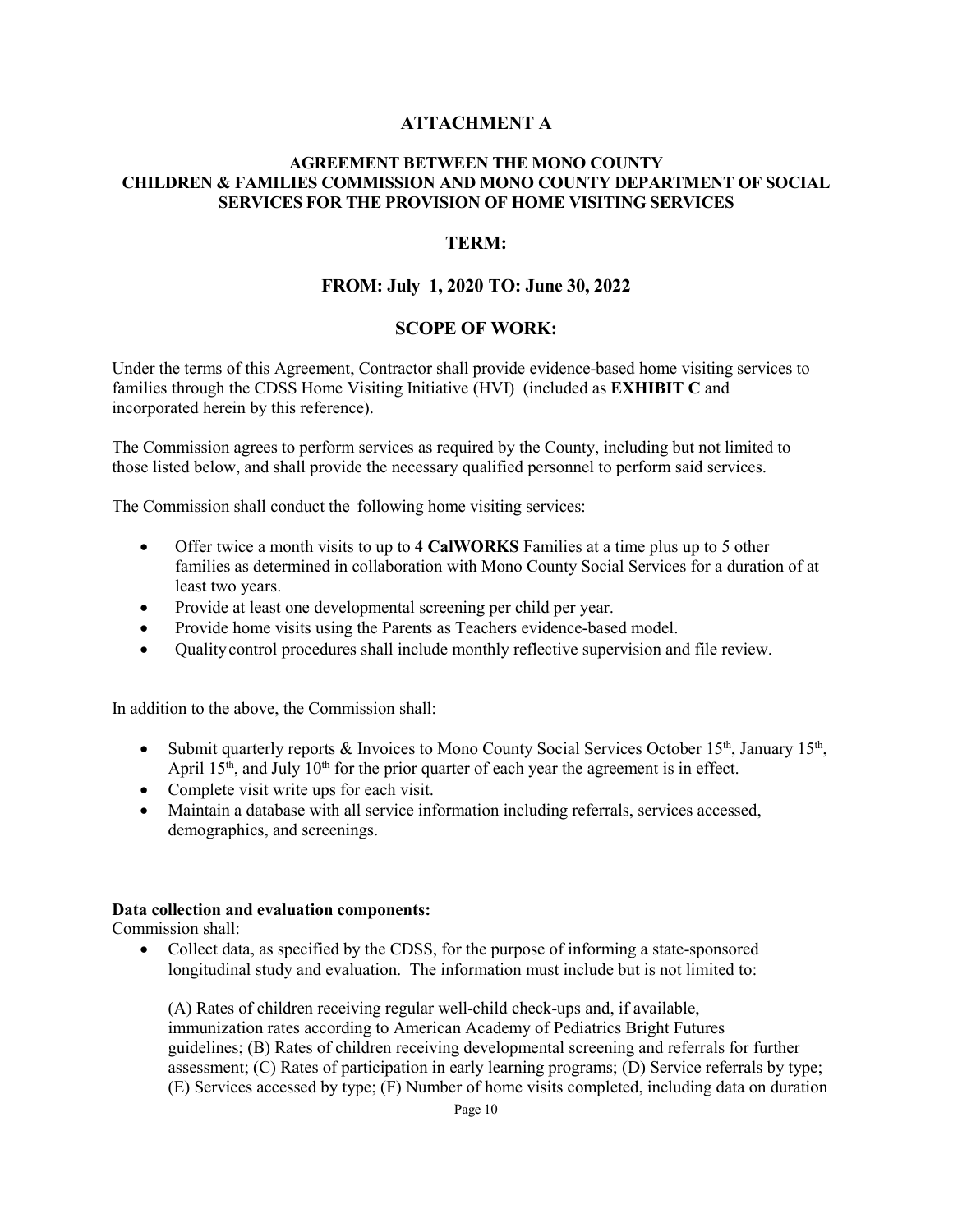# ATTACHMENT A

## AGREEMENT BETWEEN THE MONO COUNTY CHILDREN & FAMILIES COMMISSION AND MONO COUNTY DEPARTMENT OF SOCIAL SERVICES FOR THE PROVISION OF HOME VISITING SERVICES

## TERM:

## FROM: July 1, 2020 TO: June 30, 2022

## SCOPE OF WORK:

Under the terms of this Agreement, Contractor shall provide evidence-based home visiting services to families through the CDSS Home Visiting Initiative (HVI) (included as **EXHIBIT C** and incorporated herein by this reference).

The Commission agrees to perform services as required by the County, including but not limited to those listed below, and shall provide the necessary qualified personnel to perform said services.

The Commission shall conduct the following home visiting services:

- Offer twice a month visits to up to **4 CalWORKS** Families at a time plus up to 5 other families as determined in collaboration with Mono County Social Services for a duration of at least two years.
- Provide at least one developmental screening per child per year.
- Provide home visits using the Parents as Teachers evidence-based model.
- Quality control procedures shall include monthly reflective supervision and file review.

In addition to the above, the Commission shall:

- Submit quarterly reports & Invoices to Mono County Social Services October 15th, January 15th, April 15th, and July 10th for the prior quarter of each year the agreement is in effect.
- Complete visit write ups for each visit.
- Maintain a database with all service information including referrals, services accessed, demographics, and screenings.

**Data collection and evaluation components:**

Commission shall:

- Collect data, as specified by the CDSS, for the purpose of informing a state-sponsored longitudinal study and evaluation. The information must include but is not limited to:

  (A) Rates of children receiving regular well-child check-ups and, if available, immunization rates according to American Academy of Pediatrics Bright Futures guidelines; (B) Rates of children receiving developmental screening and referrals for further assessment; (C) Rates of participation in early learning programs; (D) Service referrals by type; (E) Services accessed by type; (F) Number of home visits completed, including data on duration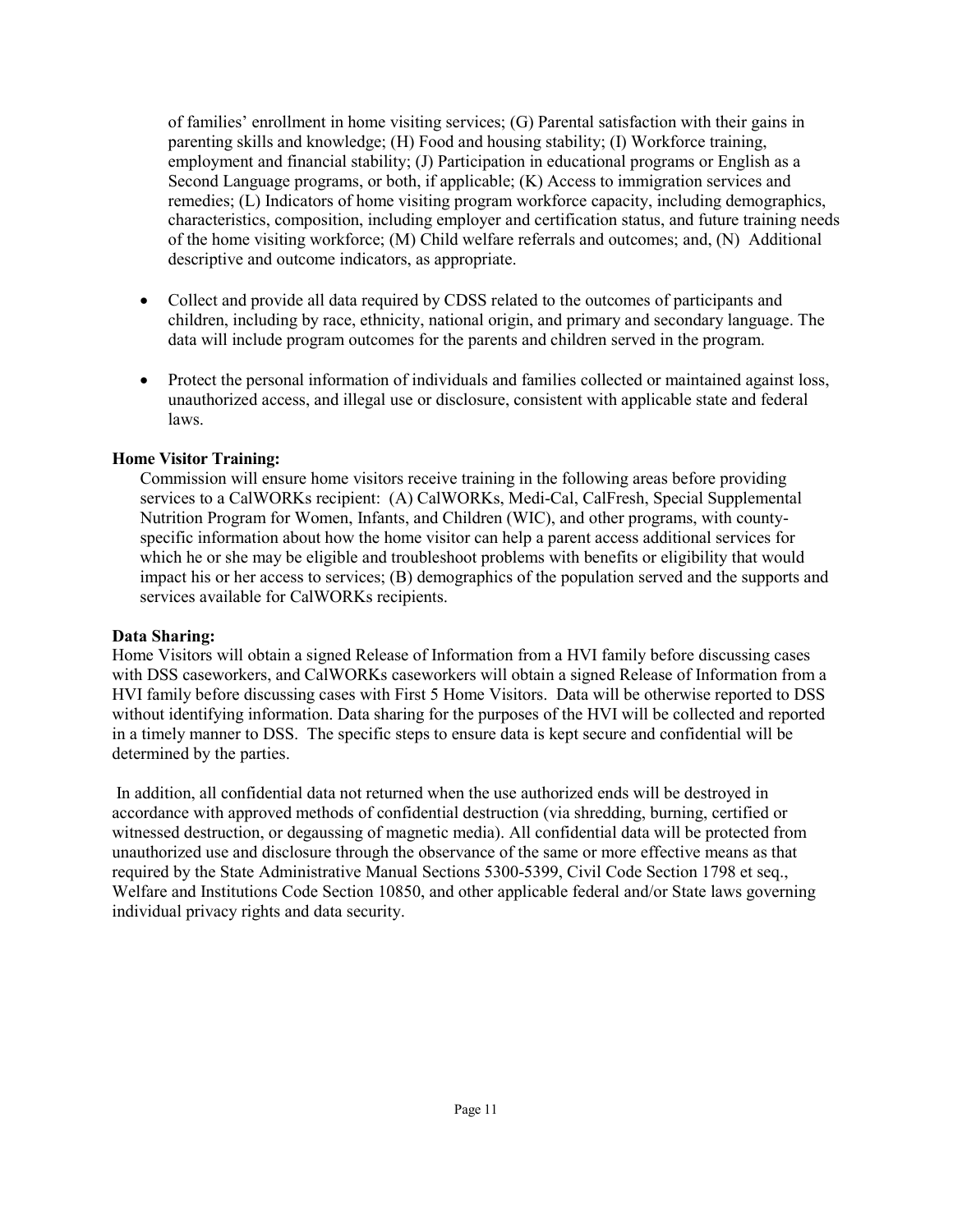of families' enrollment in home visiting services; (G) Parental satisfaction with their gains in parenting skills and knowledge; (H) Food and housing stability; (I) Workforce training, employment and financial stability; (J) Participation in educational programs or English as a Second Language programs, or both, if applicable; (K) Access to immigration services and remedies; (L) Indicators of home visiting program workforce capacity, including demographics, characteristics, composition, including employer and certification status, and future training needs of the home visiting workforce; (M) Child welfare referrals and outcomes; and, (N) Additional descriptive and outcome indicators, as appropriate.

- Collect and provide all data required by CDSS related to the outcomes of participants and children, including by race, ethnicity, national origin, and primary and secondary language. The data will include program outcomes for the parents and children served in the program.

- Protect the personal information of individuals and families collected or maintained against loss, unauthorized access, and illegal use or disclosure, consistent with applicable state and federal laws.

**Home Visitor Training:**

Commission will ensure home visitors receive training in the following areas before providing services to a CalWORKs recipient: (A) CalWORKs, Medi-Cal, CalFresh, Special Supplemental Nutrition Program for Women, Infants, and Children (WIC), and other programs, with county-specific information about how the home visitor can help a parent access additional services for which he or she may be eligible and troubleshoot problems with benefits or eligibility that would impact his or her access to services; (B) demographics of the population served and the supports and services available for CalWORKs recipients.

**Data Sharing:**

Home Visitors will obtain a signed Release of Information from a HVI family before discussing cases with DSS caseworkers, and CalWORKs caseworkers will obtain a signed Release of Information from a HVI family before discussing cases with First 5 Home Visitors. Data will be otherwise reported to DSS without identifying information. Data sharing for the purposes of the HVI will be collected and reported in a timely manner to DSS. The specific steps to ensure data is kept secure and confidential will be determined by the parties.

In addition, all confidential data not returned when the use authorized ends will be destroyed in accordance with approved methods of confidential destruction (via shredding, burning, certified or witnessed destruction, or degaussing of magnetic media). All confidential data will be protected from unauthorized use and disclosure through the observance of the same or more effective means as that required by the State Administrative Manual Sections 5300-5399, Civil Code Section 1798 et seq., Welfare and Institutions Code Section 10850, and other applicable federal and/or State laws governing individual privacy rights and data security.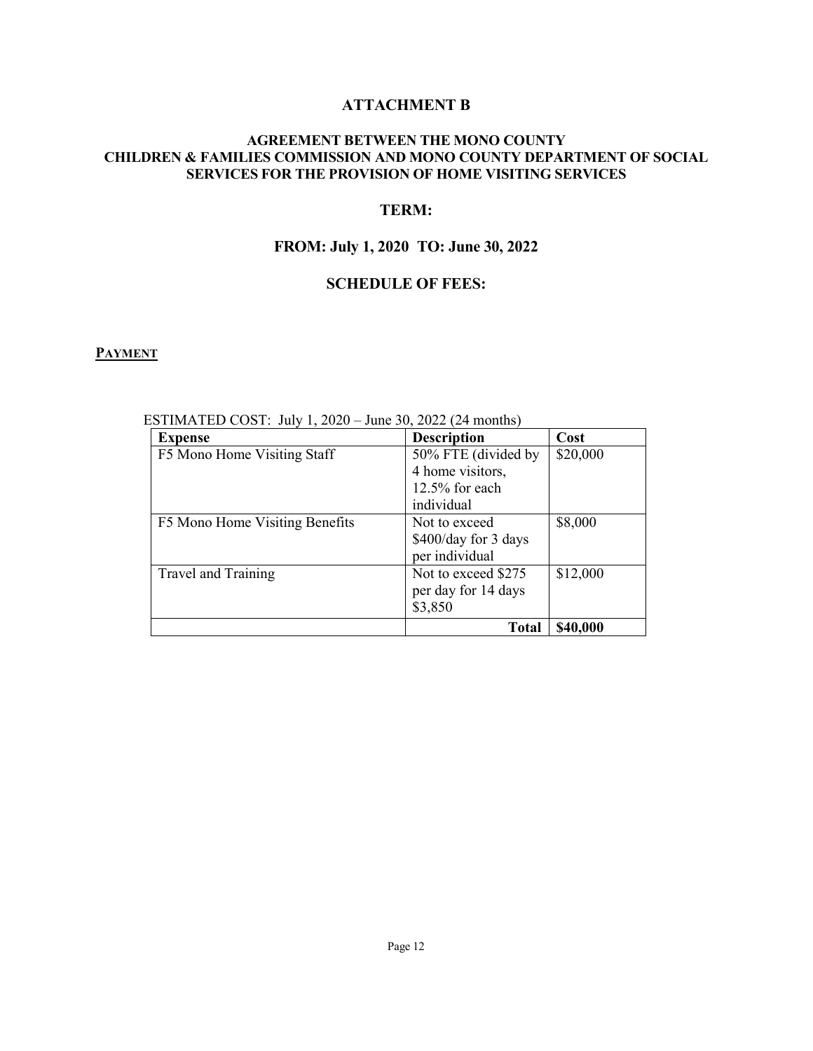# ATTACHMENT B

### AGREEMENT BETWEEN THE MONO COUNTY CHILDREN & FAMILIES COMMISSION AND MONO COUNTY DEPARTMENT OF SOCIAL SERVICES FOR THE PROVISION OF HOME VISITING SERVICES

## TERM:

## FROM: July 1, 2020 TO: June 30, 2022

## SCHEDULE OF FEES:

**PAYMENT**

ESTIMATED COST: July 1, 2020 – June 30, 2022 (24 months)

| Expense | Description | Cost |
|---|---|---|
| F5 Mono Home Visiting Staff | 50% FTE (divided by 4 home visitors, 12.5% for each individual | \$20,000 |
| F5 Mono Home Visiting Benefits | Not to exceed \$400/day for 3 days per individual | \$8,000 |
| Travel and Training | Not to exceed \$275 per day for 14 days \$3,850 | \$12,000 |
| | **Total** | **\$40,000** |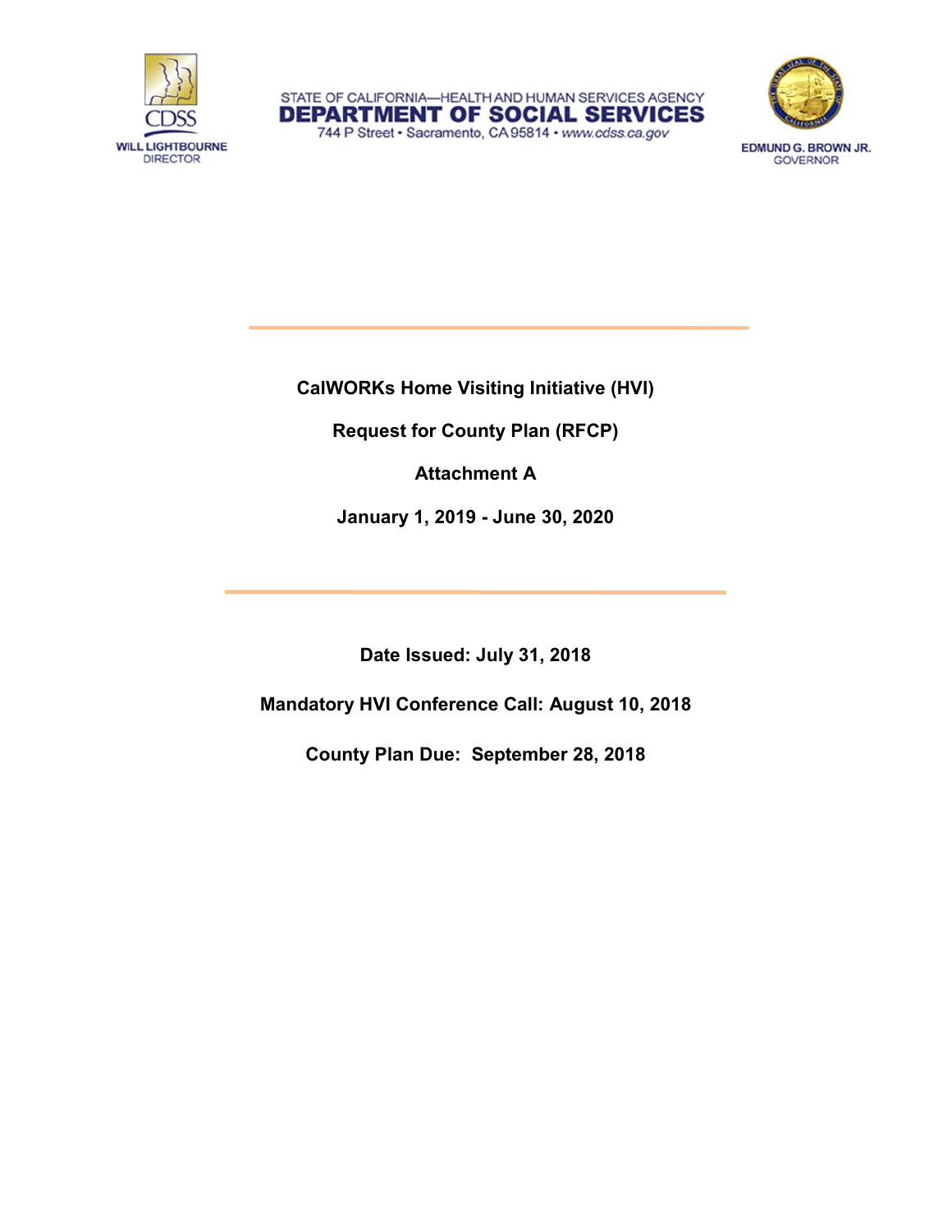STATE OF CALIFORNIA—HEALTH AND HUMAN SERVICES AGENCY

**DEPARTMENT OF SOCIAL SERVICES**

744 P Street • Sacramento, CA 95814 • www.cdss.ca.gov

CDSS
WILL LIGHTBOURNE
DIRECTOR

EDMUND G. BROWN JR.
GOVERNOR

# CalWORKs Home Visiting Initiative (HVI)

## Request for County Plan (RFCP)

## Attachment A

## January 1, 2019 - June 30, 2020

**Date Issued: July 31, 2018**

**Mandatory HVI Conference Call: August 10, 2018**

**County Plan Due: September 28, 2018**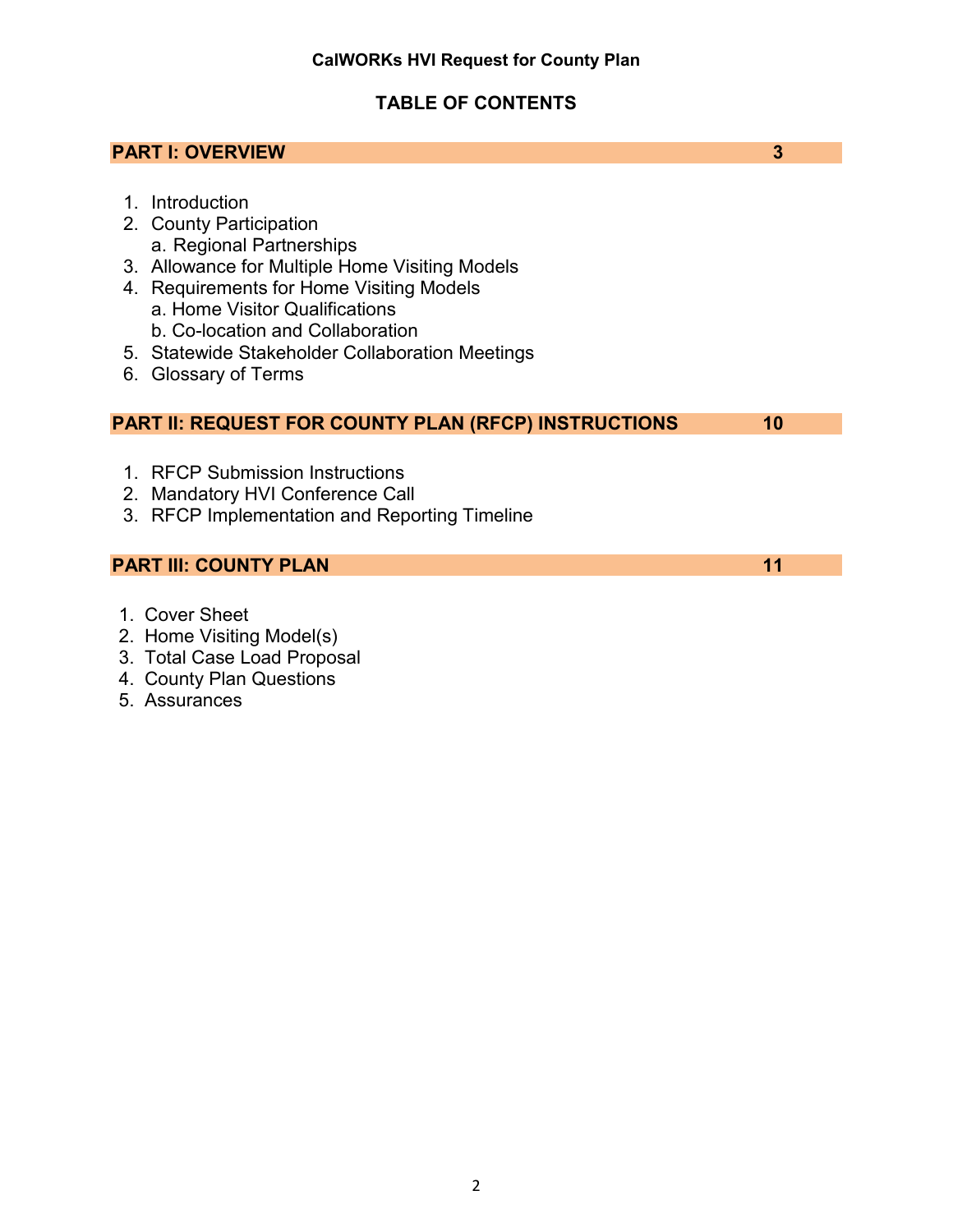**CalWORKs HVI Request for County Plan**

## TABLE OF CONTENTS

| PART I: OVERVIEW | 3 |
|---|---|

1. Introduction
2. County Participation
   a. Regional Partnerships
3. Allowance for Multiple Home Visiting Models
4. Requirements for Home Visiting Models
   a. Home Visitor Qualifications
   b. Co-location and Collaboration
5. Statewide Stakeholder Collaboration Meetings
6. Glossary of Terms

| PART II: REQUEST FOR COUNTY PLAN (RFCP) INSTRUCTIONS | 10 |
|---|---|

1. RFCP Submission Instructions
2. Mandatory HVI Conference Call
3. RFCP Implementation and Reporting Timeline

| PART III: COUNTY PLAN | 11 |
|---|---|

1. Cover Sheet
2. Home Visiting Model(s)
3. Total Case Load Proposal
4. County Plan Questions
5. Assurances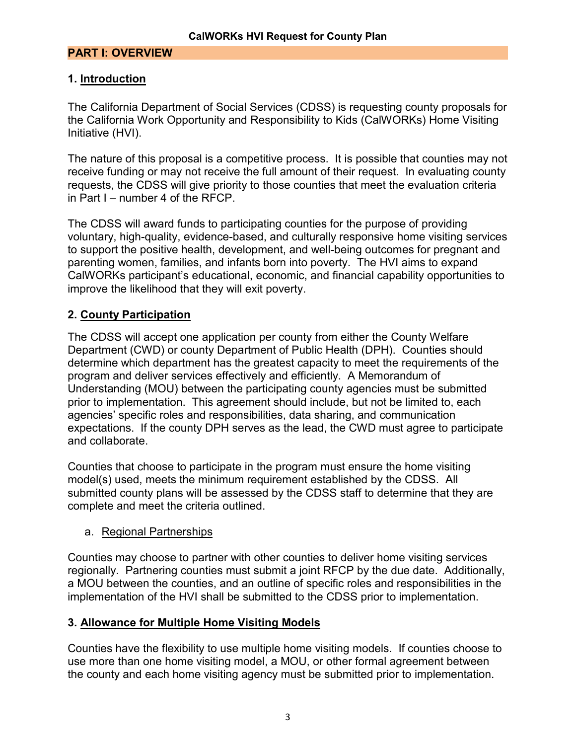## PART I: OVERVIEW

### 1. Introduction

The California Department of Social Services (CDSS) is requesting county proposals for the California Work Opportunity and Responsibility to Kids (CalWORKs) Home Visiting Initiative (HVI).

The nature of this proposal is a competitive process. It is possible that counties may not receive funding or may not receive the full amount of their request. In evaluating county requests, the CDSS will give priority to those counties that meet the evaluation criteria in Part I – number 4 of the RFCP.

The CDSS will award funds to participating counties for the purpose of providing voluntary, high-quality, evidence-based, and culturally responsive home visiting services to support the positive health, development, and well-being outcomes for pregnant and parenting women, families, and infants born into poverty. The HVI aims to expand CalWORKs participant's educational, economic, and financial capability opportunities to improve the likelihood that they will exit poverty.

### 2. County Participation

The CDSS will accept one application per county from either the County Welfare Department (CWD) or county Department of Public Health (DPH). Counties should determine which department has the greatest capacity to meet the requirements of the program and deliver services effectively and efficiently. A Memorandum of Understanding (MOU) between the participating county agencies must be submitted prior to implementation. This agreement should include, but not be limited to, each agencies' specific roles and responsibilities, data sharing, and communication expectations. If the county DPH serves as the lead, the CWD must agree to participate and collaborate.

Counties that choose to participate in the program must ensure the home visiting model(s) used, meets the minimum requirement established by the CDSS. All submitted county plans will be assessed by the CDSS staff to determine that they are complete and meet the criteria outlined.

a. Regional Partnerships

Counties may choose to partner with other counties to deliver home visiting services regionally. Partnering counties must submit a joint RFCP by the due date. Additionally, a MOU between the counties, and an outline of specific roles and responsibilities in the implementation of the HVI shall be submitted to the CDSS prior to implementation.

### 3. Allowance for Multiple Home Visiting Models

Counties have the flexibility to use multiple home visiting models. If counties choose to use more than one home visiting model, a MOU, or other formal agreement between the county and each home visiting agency must be submitted prior to implementation.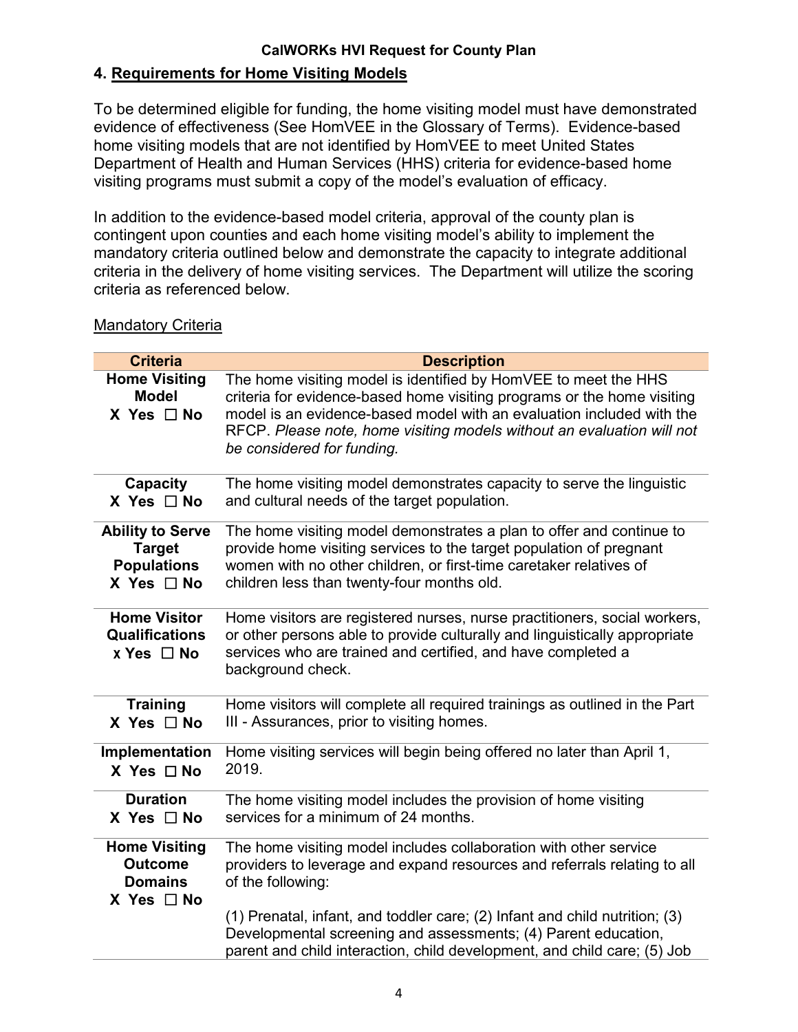## 4. Requirements for Home Visiting Models

To be determined eligible for funding, the home visiting model must have demonstrated evidence of effectiveness (See HomVEE in the Glossary of Terms). Evidence-based home visiting models that are not identified by HomVEE to meet United States Department of Health and Human Services (HHS) criteria for evidence-based home visiting programs must submit a copy of the model's evaluation of efficacy.

In addition to the evidence-based model criteria, approval of the county plan is contingent upon counties and each home visiting model's ability to implement the mandatory criteria outlined below and demonstrate the capacity to integrate additional criteria in the delivery of home visiting services. The Department will utilize the scoring criteria as referenced below.

Mandatory Criteria

| Criteria | Description |
|---|---|
| **Home Visiting Model** X Yes ☐ No | The home visiting model is identified by HomVEE to meet the HHS criteria for evidence-based home visiting programs or the home visiting model is an evidence-based model with an evaluation included with the RFCP. *Please note, home visiting models without an evaluation will not be considered for funding.* |
| **Capacity** X Yes ☐ No | The home visiting model demonstrates capacity to serve the linguistic and cultural needs of the target population. |
| **Ability to Serve Target Populations** X Yes ☐ No | The home visiting model demonstrates a plan to offer and continue to provide home visiting services to the target population of pregnant women with no other children, or first-time caretaker relatives of children less than twenty-four months old. |
| **Home Visitor Qualifications** x Yes ☐ No | Home visitors are registered nurses, nurse practitioners, social workers, or other persons able to provide culturally and linguistically appropriate services who are trained and certified, and have completed a background check. |
| **Training** X Yes ☐ No | Home visitors will complete all required trainings as outlined in the Part III - Assurances, prior to visiting homes. |
| **Implementation** X Yes ☐ No | Home visiting services will begin being offered no later than April 1, 2019. |
| **Duration** X Yes ☐ No | The home visiting model includes the provision of home visiting services for a minimum of 24 months. |
| **Home Visiting Outcome Domains** X Yes ☐ No | The home visiting model includes collaboration with other service providers to leverage and expand resources and referrals relating to all of the following:<br><br>(1) Prenatal, infant, and toddler care; (2) Infant and child nutrition; (3) Developmental screening and assessments; (4) Parent education, parent and child interaction, child development, and child care; (5) Job |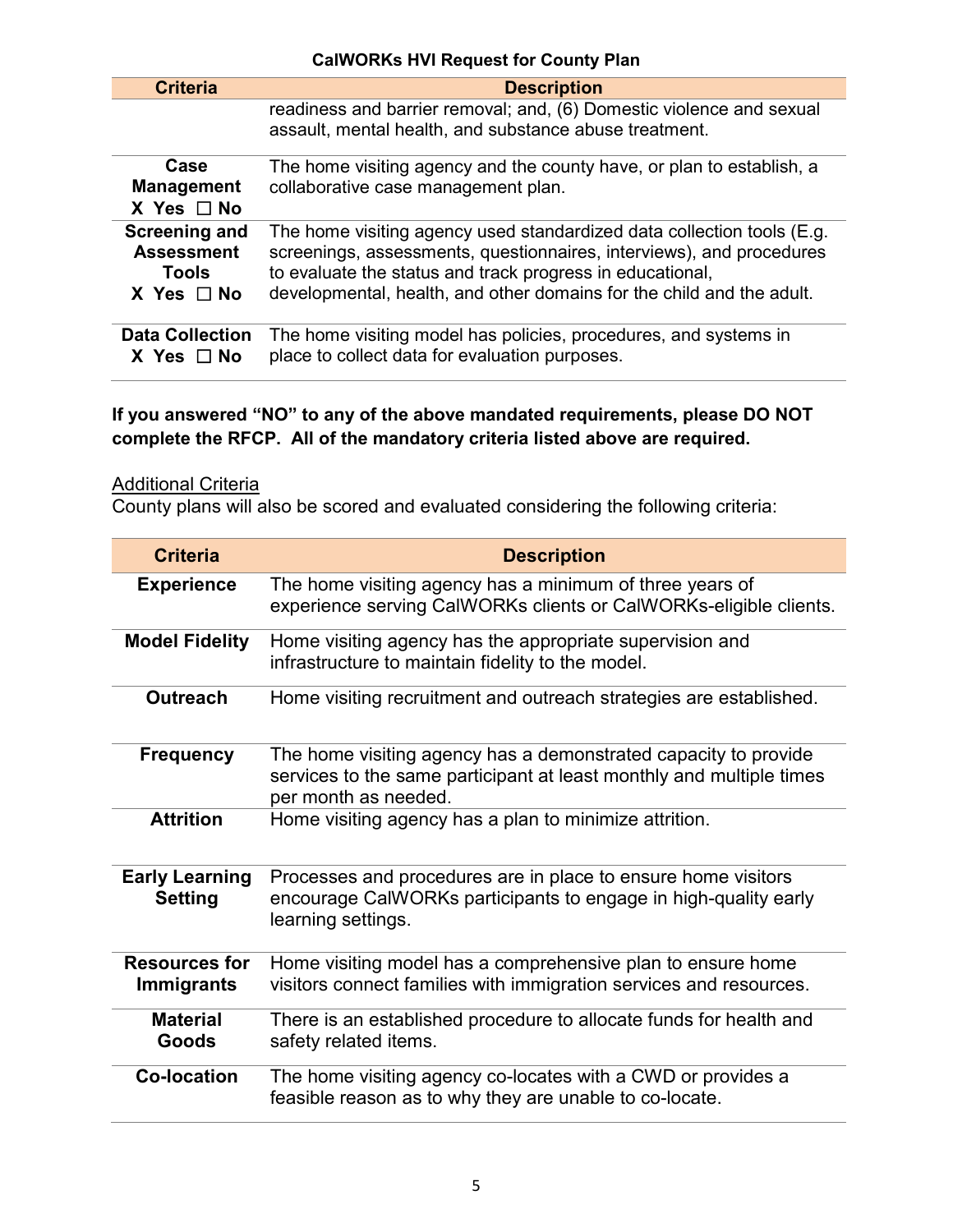| Criteria | Description |
|---|---|
| | readiness and barrier removal; and, (6) Domestic violence and sexual assault, mental health, and substance abuse treatment. |
| **Case Management** **X Yes ☐ No** | The home visiting agency and the county have, or plan to establish, a collaborative case management plan. |
| **Screening and Assessment Tools** **X Yes ☐ No** | The home visiting agency used standardized data collection tools (E.g. screenings, assessments, questionnaires, interviews), and procedures to evaluate the status and track progress in educational, developmental, health, and other domains for the child and the adult. |
| **Data Collection** **X Yes ☐ No** | The home visiting model has policies, procedures, and systems in place to collect data for evaluation purposes. |

**If you answered "NO" to any of the above mandated requirements, please DO NOT complete the RFCP. All of the mandatory criteria listed above are required.**

Additional Criteria

County plans will also be scored and evaluated considering the following criteria:

| Criteria | Description |
|---|---|
| **Experience** | The home visiting agency has a minimum of three years of experience serving CalWORKs clients or CalWORKs-eligible clients. |
| **Model Fidelity** | Home visiting agency has the appropriate supervision and infrastructure to maintain fidelity to the model. |
| **Outreach** | Home visiting recruitment and outreach strategies are established. |
| **Frequency** | The home visiting agency has a demonstrated capacity to provide services to the same participant at least monthly and multiple times per month as needed. |
| **Attrition** | Home visiting agency has a plan to minimize attrition. |
| **Early Learning Setting** | Processes and procedures are in place to ensure home visitors encourage CalWORKs participants to engage in high-quality early learning settings. |
| **Resources for Immigrants** | Home visiting model has a comprehensive plan to ensure home visitors connect families with immigration services and resources. |
| **Material Goods** | There is an established procedure to allocate funds for health and safety related items. |
| **Co-location** | The home visiting agency co-locates with a CWD or provides a feasible reason as to why they are unable to co-locate. |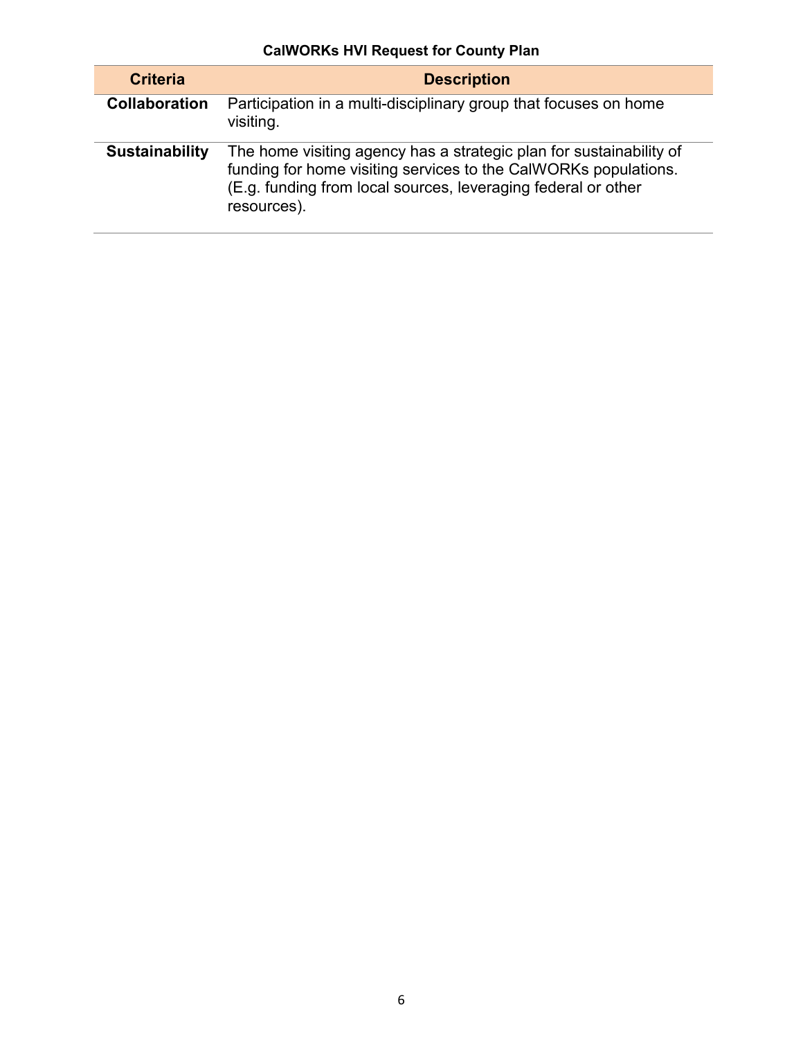| Criteria | Description |
| --- | --- |
| **Collaboration** | Participation in a multi-disciplinary group that focuses on home visiting. |
| **Sustainability** | The home visiting agency has a strategic plan for sustainability of funding for home visiting services to the CalWORKs populations. (E.g. funding from local sources, leveraging federal or other resources). |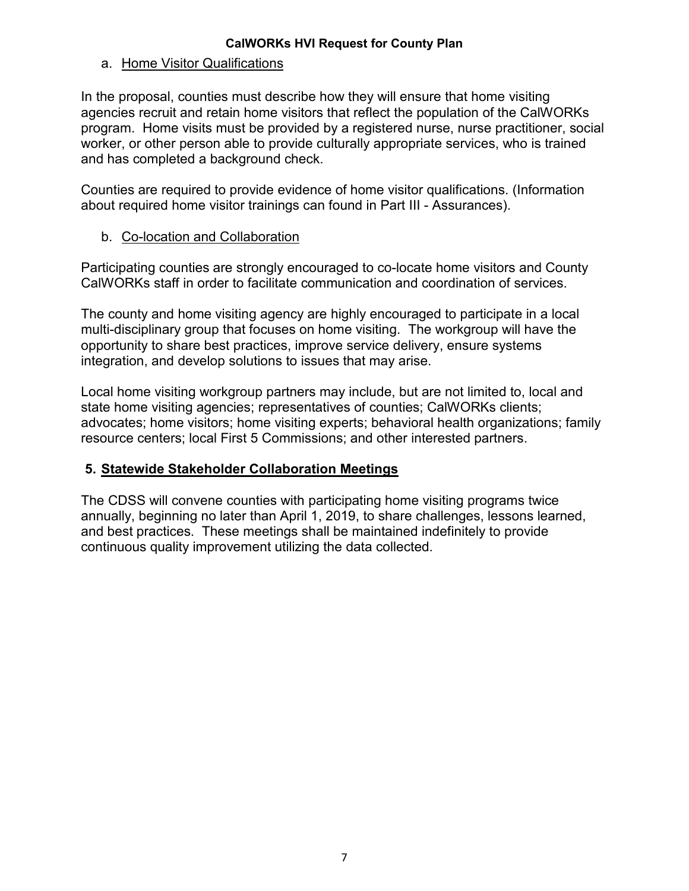a. Home Visitor Qualifications

In the proposal, counties must describe how they will ensure that home visiting agencies recruit and retain home visitors that reflect the population of the CalWORKs program. Home visits must be provided by a registered nurse, nurse practitioner, social worker, or other person able to provide culturally appropriate services, who is trained and has completed a background check.

Counties are required to provide evidence of home visitor qualifications. (Information about required home visitor trainings can found in Part III - Assurances).

b. Co-location and Collaboration

Participating counties are strongly encouraged to co-locate home visitors and County CalWORKs staff in order to facilitate communication and coordination of services.

The county and home visiting agency are highly encouraged to participate in a local multi-disciplinary group that focuses on home visiting. The workgroup will have the opportunity to share best practices, improve service delivery, ensure systems integration, and develop solutions to issues that may arise.

Local home visiting workgroup partners may include, but are not limited to, local and state home visiting agencies; representatives of counties; CalWORKs clients; advocates; home visitors; home visiting experts; behavioral health organizations; family resource centers; local First 5 Commissions; and other interested partners.

## 5. Statewide Stakeholder Collaboration Meetings

The CDSS will convene counties with participating home visiting programs twice annually, beginning no later than April 1, 2019, to share challenges, lessons learned, and best practices. These meetings shall be maintained indefinitely to provide continuous quality improvement utilizing the data collected.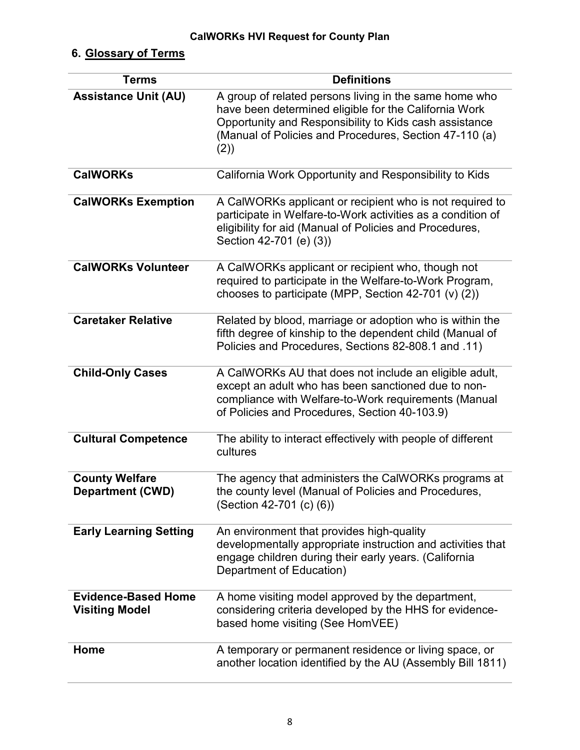## 6. Glossary of Terms

| Terms | Definitions |
|---|---|
| **Assistance Unit (AU)** | A group of related persons living in the same home who have been determined eligible for the California Work Opportunity and Responsibility to Kids cash assistance (Manual of Policies and Procedures, Section 47-110 (a)(2)) |
| **CalWORKs** | California Work Opportunity and Responsibility to Kids |
| **CalWORKs Exemption** | A CalWORKs applicant or recipient who is not required to participate in Welfare-to-Work activities as a condition of eligibility for aid (Manual of Policies and Procedures, Section 42-701 (e) (3)) |
| **CalWORKs Volunteer** | A CalWORKs applicant or recipient who, though not required to participate in the Welfare-to-Work Program, chooses to participate (MPP, Section 42-701 (v) (2)) |
| **Caretaker Relative** | Related by blood, marriage or adoption who is within the fifth degree of kinship to the dependent child (Manual of Policies and Procedures, Sections 82-808.1 and .11) |
| **Child-Only Cases** | A CalWORKs AU that does not include an eligible adult, except an adult who has been sanctioned due to non-compliance with Welfare-to-Work requirements (Manual of Policies and Procedures, Section 40-103.9) |
| **Cultural Competence** | The ability to interact effectively with people of different cultures |
| **County Welfare Department (CWD)** | The agency that administers the CalWORKs programs at the county level (Manual of Policies and Procedures, (Section 42-701 (c) (6)) |
| **Early Learning Setting** | An environment that provides high-quality developmentally appropriate instruction and activities that engage children during their early years. (California Department of Education) |
| **Evidence-Based Home Visiting Model** | A home visiting model approved by the department, considering criteria developed by the HHS for evidence-based home visiting (See HomVEE) |
| **Home** | A temporary or permanent residence or living space, or another location identified by the AU (Assembly Bill 1811) |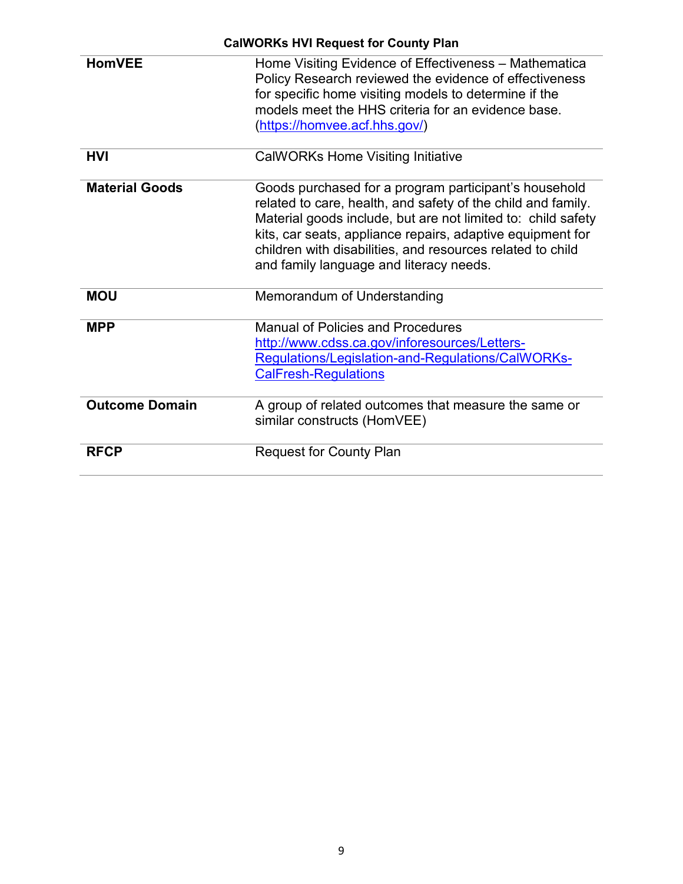| | |
|---|---|
| **HomVEE** | Home Visiting Evidence of Effectiveness – Mathematica Policy Research reviewed the evidence of effectiveness for specific home visiting models to determine if the models meet the HHS criteria for an evidence base. ([https://homvee.acf.hhs.gov/](https://homvee.acf.hhs.gov/)) |
| **HVI** | CalWORKs Home Visiting Initiative |
| **Material Goods** | Goods purchased for a program participant's household related to care, health, and safety of the child and family. Material goods include, but are not limited to: child safety kits, car seats, appliance repairs, adaptive equipment for children with disabilities, and resources related to child and family language and literacy needs. |
| **MOU** | Memorandum of Understanding |
| **MPP** | Manual of Policies and Procedures [http://www.cdss.ca.gov/inforesources/Letters-Regulations/Legislation-and-Regulations/CalWORKs-CalFresh-Regulations](http://www.cdss.ca.gov/inforesources/Letters-Regulations/Legislation-and-Regulations/CalWORKs-CalFresh-Regulations) |
| **Outcome Domain** | A group of related outcomes that measure the same or similar constructs (HomVEE) |
| **RFCP** | Request for County Plan |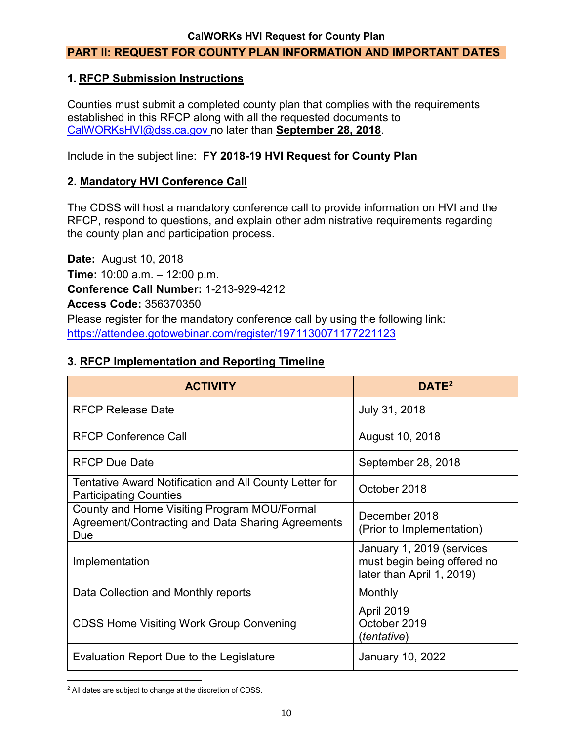## PART II: REQUEST FOR COUNTY PLAN INFORMATION AND IMPORTANT DATES

### 1. RFCP Submission Instructions

Counties must submit a completed county plan that complies with the requirements established in this RFCP along with all the requested documents to CalWORKsHVI@dss.ca.gov no later than **September 28, 2018**.

Include in the subject line: **FY 2018-19 HVI Request for County Plan**

### 2. Mandatory HVI Conference Call

The CDSS will host a mandatory conference call to provide information on HVI and the RFCP, respond to questions, and explain other administrative requirements regarding the county plan and participation process.

**Date:** August 10, 2018
**Time:** 10:00 a.m. – 12:00 p.m.
**Conference Call Number:** 1-213-929-4212
**Access Code:** 356370350
Please register for the mandatory conference call by using the following link:
https://attendee.gotowebinar.com/register/1971130071177221123

### 3. RFCP Implementation and Reporting Timeline

| ACTIVITY | DATE[2] |
|---|---|
| RFCP Release Date | July 31, 2018 |
| RFCP Conference Call | August 10, 2018 |
| RFCP Due Date | September 28, 2018 |
| Tentative Award Notification and All County Letter for Participating Counties | October 2018 |
| County and Home Visiting Program MOU/Formal Agreement/Contracting and Data Sharing Agreements Due | December 2018 (Prior to Implementation) |
| Implementation | January 1, 2019 (services must begin being offered no later than April 1, 2019) |
| Data Collection and Monthly reports | Monthly |
| CDSS Home Visiting Work Group Convening | April 2019<br>October 2019<br>(*tentative*) |
| Evaluation Report Due to the Legislature | January 10, 2022 |

[2] All dates are subject to change at the discretion of CDSS.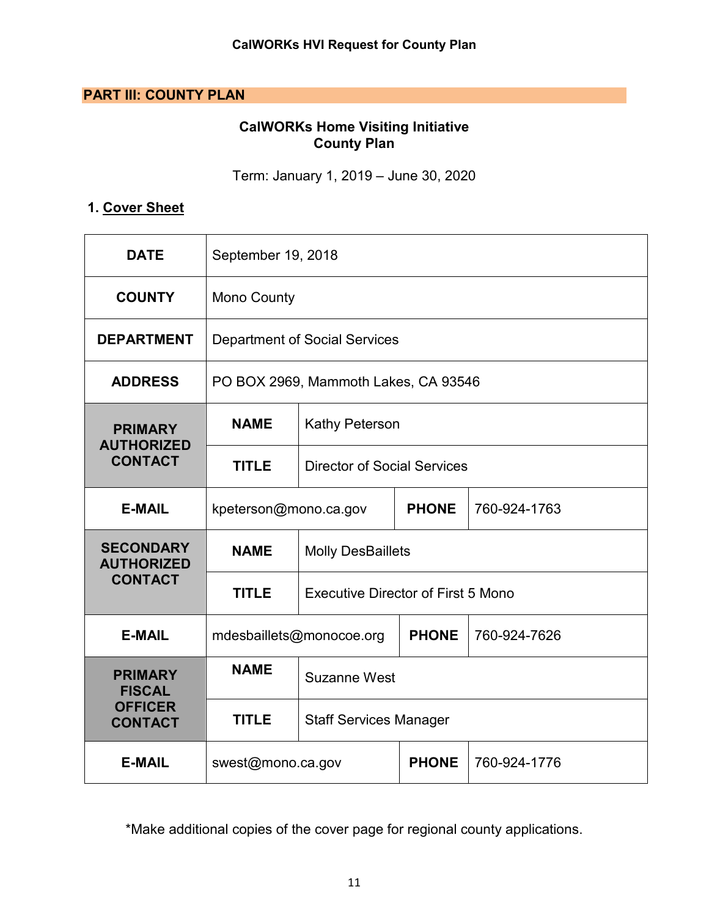## PART III: COUNTY PLAN

### CalWORKs Home Visiting Initiative County Plan

Term: January 1, 2019 – June 30, 2020

### 1. Cover Sheet

| | | | | |
|---|---|---|---|---|
| **DATE** | September 19, 2018 | | | |
| **COUNTY** | Mono County | | | |
| **DEPARTMENT** | Department of Social Services | | | |
| **ADDRESS** | PO BOX 2969, Mammoth Lakes, CA 93546 | | | |
| **PRIMARY AUTHORIZED CONTACT** | **NAME** | Kathy Peterson | | |
| | **TITLE** | Director of Social Services | | |
| **E-MAIL** | kpeterson@mono.ca.gov | | **PHONE** | 760-924-1763 |
| **SECONDARY AUTHORIZED CONTACT** | **NAME** | Molly DesBaillets | | |
| | **TITLE** | Executive Director of First 5 Mono | | |
| **E-MAIL** | mdesbaillets@monocoe.org | | **PHONE** | 760-924-7626 |
| **PRIMARY FISCAL OFFICER CONTACT** | **NAME** | Suzanne West | | |
| | **TITLE** | Staff Services Manager | | |
| **E-MAIL** | swest@mono.ca.gov | | **PHONE** | 760-924-1776 |

*Make additional copies of the cover page for regional county applications.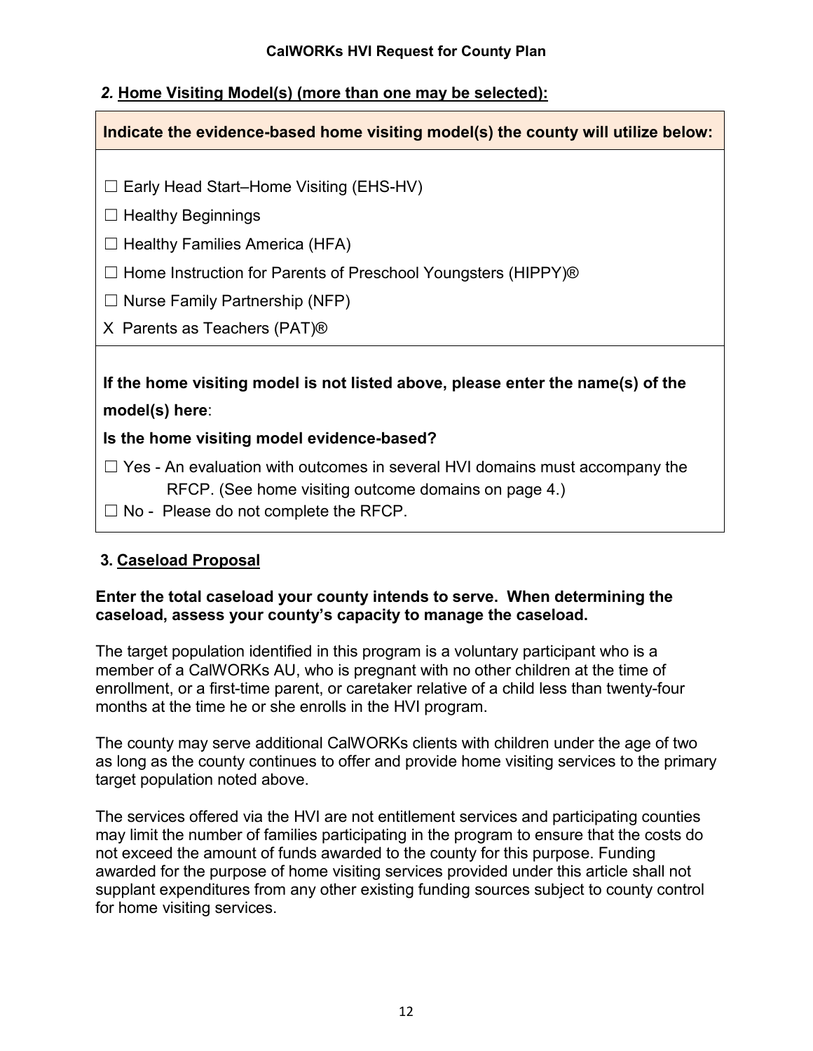## 2. Home Visiting Model(s) (more than one may be selected):

**Indicate the evidence-based home visiting model(s) the county will utilize below:**

☐ Early Head Start–Home Visiting (EHS-HV)

☐ Healthy Beginnings

☐ Healthy Families America (HFA)

☐ Home Instruction for Parents of Preschool Youngsters (HIPPY)®

☐ Nurse Family Partnership (NFP)

X Parents as Teachers (PAT)®

**If the home visiting model is not listed above, please enter the name(s) of the model(s) here**:

**Is the home visiting model evidence-based?**

☐ Yes - An evaluation with outcomes in several HVI domains must accompany the RFCP. (See home visiting outcome domains on page 4.)

☐ No - Please do not complete the RFCP.

## 3. Caseload Proposal

**Enter the total caseload your county intends to serve. When determining the caseload, assess your county's capacity to manage the caseload.**

The target population identified in this program is a voluntary participant who is a member of a CalWORKs AU, who is pregnant with no other children at the time of enrollment, or a first-time parent, or caretaker relative of a child less than twenty-four months at the time he or she enrolls in the HVI program.

The county may serve additional CalWORKs clients with children under the age of two as long as the county continues to offer and provide home visiting services to the primary target population noted above.

The services offered via the HVI are not entitlement services and participating counties may limit the number of families participating in the program to ensure that the costs do not exceed the amount of funds awarded to the county for this purpose. Funding awarded for the purpose of home visiting services provided under this article shall not supplant expenditures from any other existing funding sources subject to county control for home visiting services.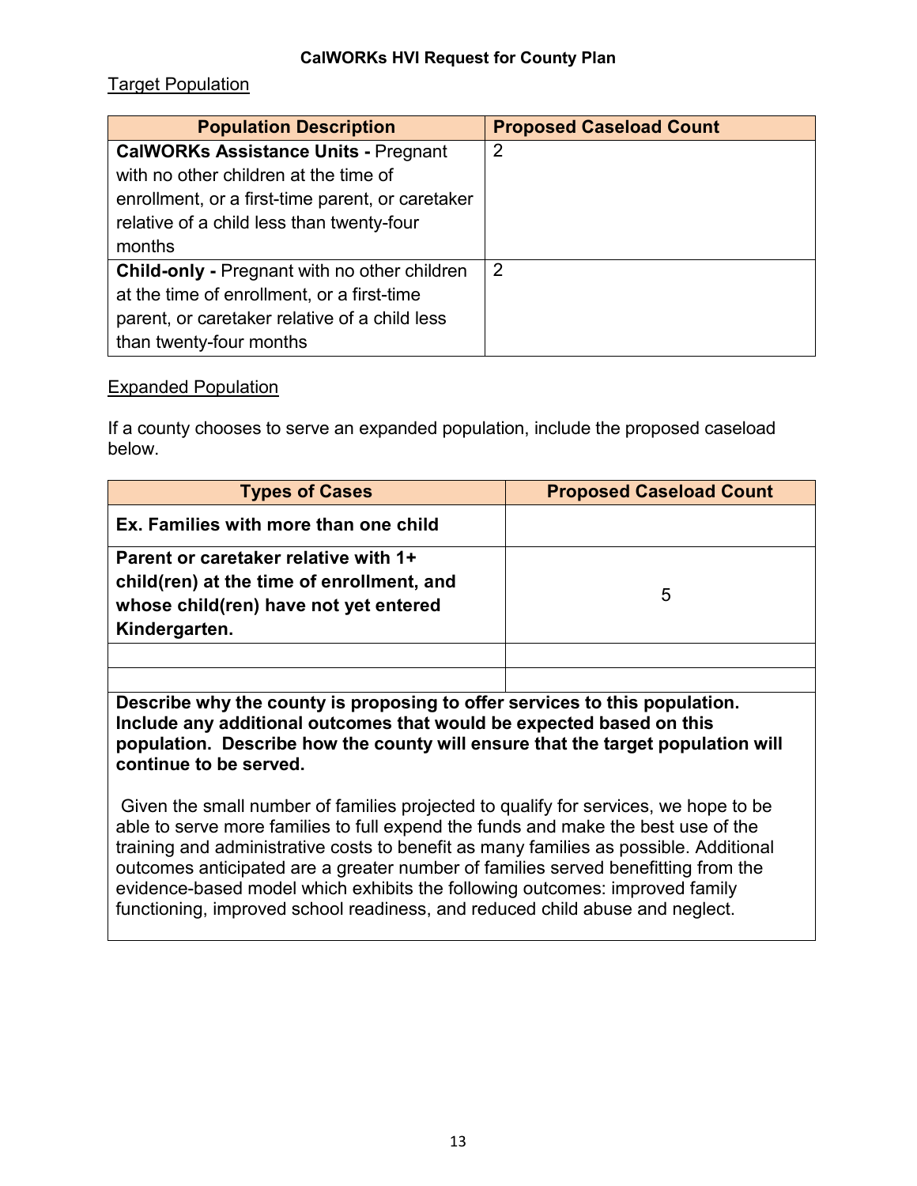**CalWORKs HVI Request for County Plan**

Target Population

| Population Description | Proposed Caseload Count |
|---|---|
| **CalWORKs Assistance Units -** Pregnant with no other children at the time of enrollment, or a first-time parent, or caretaker relative of a child less than twenty-four months | 2 |
| **Child-only -** Pregnant with no other children at the time of enrollment, or a first-time parent, or caretaker relative of a child less than twenty-four months | 2 |

Expanded Population

If a county chooses to serve an expanded population, include the proposed caseload below.

| Types of Cases | Proposed Caseload Count |
|---|---|
| **Ex. Families with more than one child** | |
| **Parent or caretaker relative with 1+ child(ren) at the time of enrollment, and whose child(ren) have not yet entered Kindergarten.** | 5 |
| | |
| | |

**Describe why the county is proposing to offer services to this population. Include any additional outcomes that would be expected based on this population. Describe how the county will ensure that the target population will continue to be served.**

Given the small number of families projected to qualify for services, we hope to be able to serve more families to full expend the funds and make the best use of the training and administrative costs to benefit as many families as possible. Additional outcomes anticipated are a greater number of families served benefitting from the evidence-based model which exhibits the following outcomes: improved family functioning, improved school readiness, and reduced child abuse and neglect.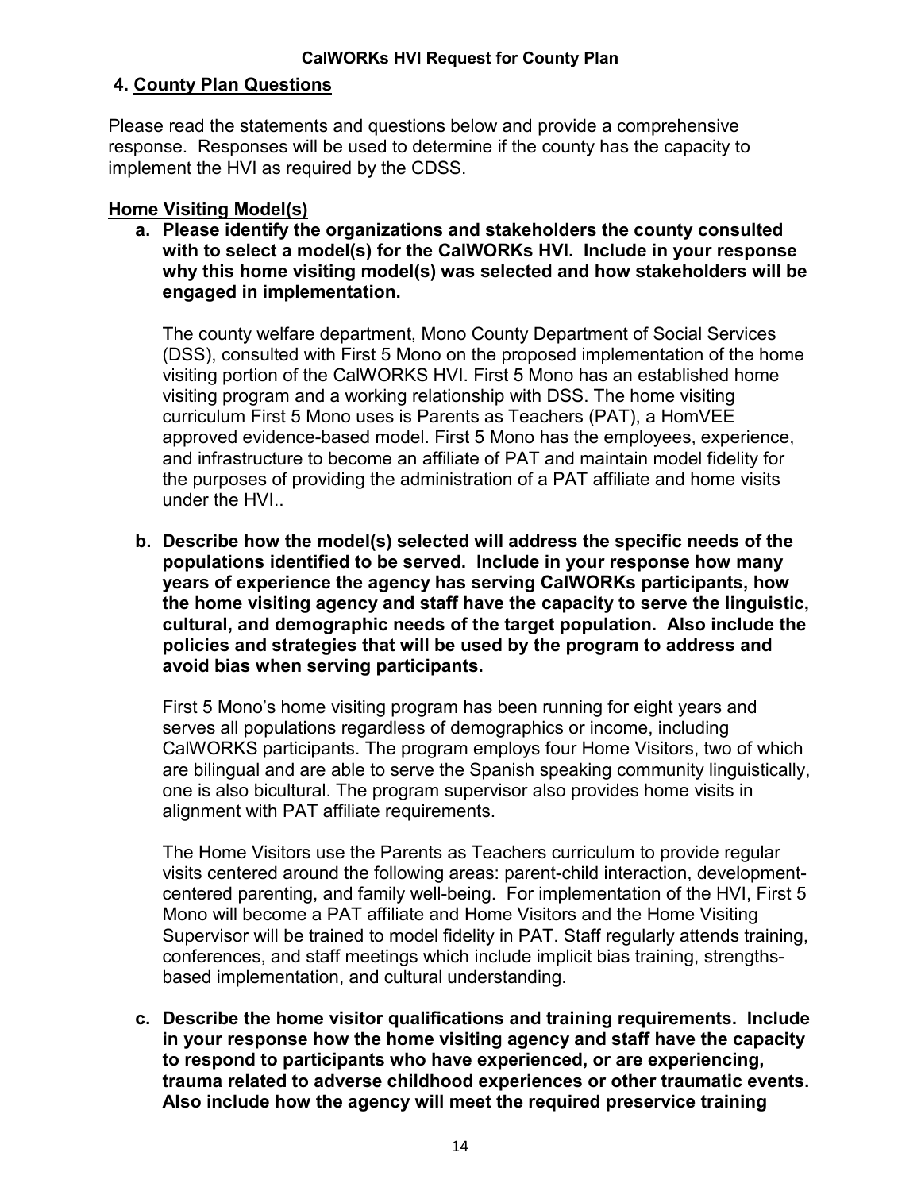## 4. County Plan Questions

Please read the statements and questions below and provide a comprehensive response. Responses will be used to determine if the county has the capacity to implement the HVI as required by the CDSS.

### Home Visiting Model(s)

**a. Please identify the organizations and stakeholders the county consulted with to select a model(s) for the CalWORKs HVI. Include in your response why this home visiting model(s) was selected and how stakeholders will be engaged in implementation.**

The county welfare department, Mono County Department of Social Services (DSS), consulted with First 5 Mono on the proposed implementation of the home visiting portion of the CalWORKS HVI. First 5 Mono has an established home visiting program and a working relationship with DSS. The home visiting curriculum First 5 Mono uses is Parents as Teachers (PAT), a HomVEE approved evidence-based model. First 5 Mono has the employees, experience, and infrastructure to become an affiliate of PAT and maintain model fidelity for the purposes of providing the administration of a PAT affiliate and home visits under the HVI..

**b. Describe how the model(s) selected will address the specific needs of the populations identified to be served. Include in your response how many years of experience the agency has serving CalWORKs participants, how the home visiting agency and staff have the capacity to serve the linguistic, cultural, and demographic needs of the target population. Also include the policies and strategies that will be used by the program to address and avoid bias when serving participants.**

First 5 Mono's home visiting program has been running for eight years and serves all populations regardless of demographics or income, including CalWORKS participants. The program employs four Home Visitors, two of which are bilingual and are able to serve the Spanish speaking community linguistically, one is also bicultural. The program supervisor also provides home visits in alignment with PAT affiliate requirements.

The Home Visitors use the Parents as Teachers curriculum to provide regular visits centered around the following areas: parent-child interaction, development-centered parenting, and family well-being. For implementation of the HVI, First 5 Mono will become a PAT affiliate and Home Visitors and the Home Visiting Supervisor will be trained to model fidelity in PAT. Staff regularly attends training, conferences, and staff meetings which include implicit bias training, strengths-based implementation, and cultural understanding.

**c. Describe the home visitor qualifications and training requirements. Include in your response how the home visiting agency and staff have the capacity to respond to participants who have experienced, or are experiencing, trauma related to adverse childhood experiences or other traumatic events. Also include how the agency will meet the required preservice training**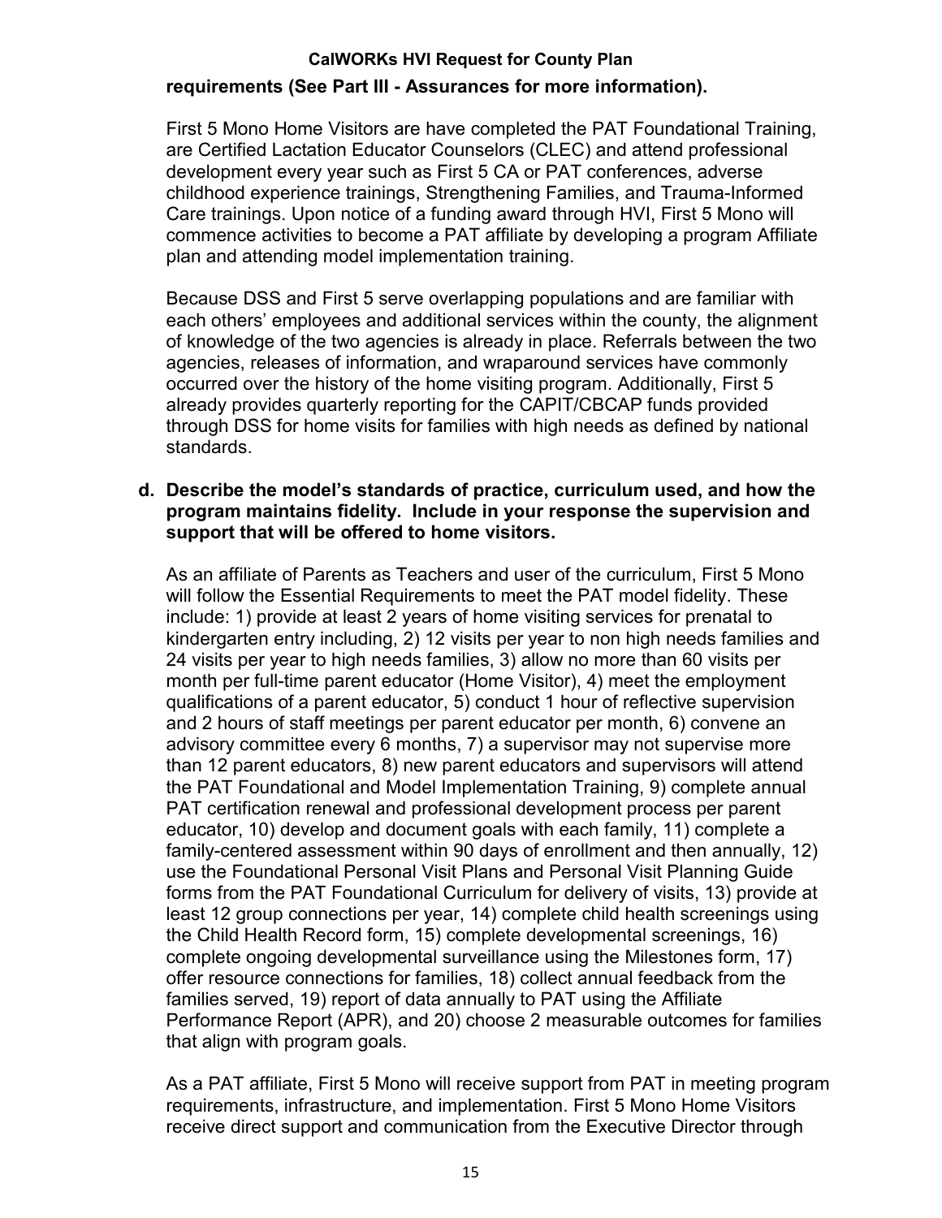**requirements (See Part III - Assurances for more information).**

First 5 Mono Home Visitors are have completed the PAT Foundational Training, are Certified Lactation Educator Counselors (CLEC) and attend professional development every year such as First 5 CA or PAT conferences, adverse childhood experience trainings, Strengthening Families, and Trauma-Informed Care trainings. Upon notice of a funding award through HVI, First 5 Mono will commence activities to become a PAT affiliate by developing a program Affiliate plan and attending model implementation training.

Because DSS and First 5 serve overlapping populations and are familiar with each others' employees and additional services within the county, the alignment of knowledge of the two agencies is already in place. Referrals between the two agencies, releases of information, and wraparound services have commonly occurred over the history of the home visiting program. Additionally, First 5 already provides quarterly reporting for the CAPIT/CBCAP funds provided through DSS for home visits for families with high needs as defined by national standards.

**d. Describe the model's standards of practice, curriculum used, and how the program maintains fidelity. Include in your response the supervision and support that will be offered to home visitors.**

As an affiliate of Parents as Teachers and user of the curriculum, First 5 Mono will follow the Essential Requirements to meet the PAT model fidelity. These include: 1) provide at least 2 years of home visiting services for prenatal to kindergarten entry including, 2) 12 visits per year to non high needs families and 24 visits per year to high needs families, 3) allow no more than 60 visits per month per full-time parent educator (Home Visitor), 4) meet the employment qualifications of a parent educator, 5) conduct 1 hour of reflective supervision and 2 hours of staff meetings per parent educator per month, 6) convene an advisory committee every 6 months, 7) a supervisor may not supervise more than 12 parent educators, 8) new parent educators and supervisors will attend the PAT Foundational and Model Implementation Training, 9) complete annual PAT certification renewal and professional development process per parent educator, 10) develop and document goals with each family, 11) complete a family-centered assessment within 90 days of enrollment and then annually, 12) use the Foundational Personal Visit Plans and Personal Visit Planning Guide forms from the PAT Foundational Curriculum for delivery of visits, 13) provide at least 12 group connections per year, 14) complete child health screenings using the Child Health Record form, 15) complete developmental screenings, 16) complete ongoing developmental surveillance using the Milestones form, 17) offer resource connections for families, 18) collect annual feedback from the families served, 19) report of data annually to PAT using the Affiliate Performance Report (APR), and 20) choose 2 measurable outcomes for families that align with program goals.

As a PAT affiliate, First 5 Mono will receive support from PAT in meeting program requirements, infrastructure, and implementation. First 5 Mono Home Visitors receive direct support and communication from the Executive Director through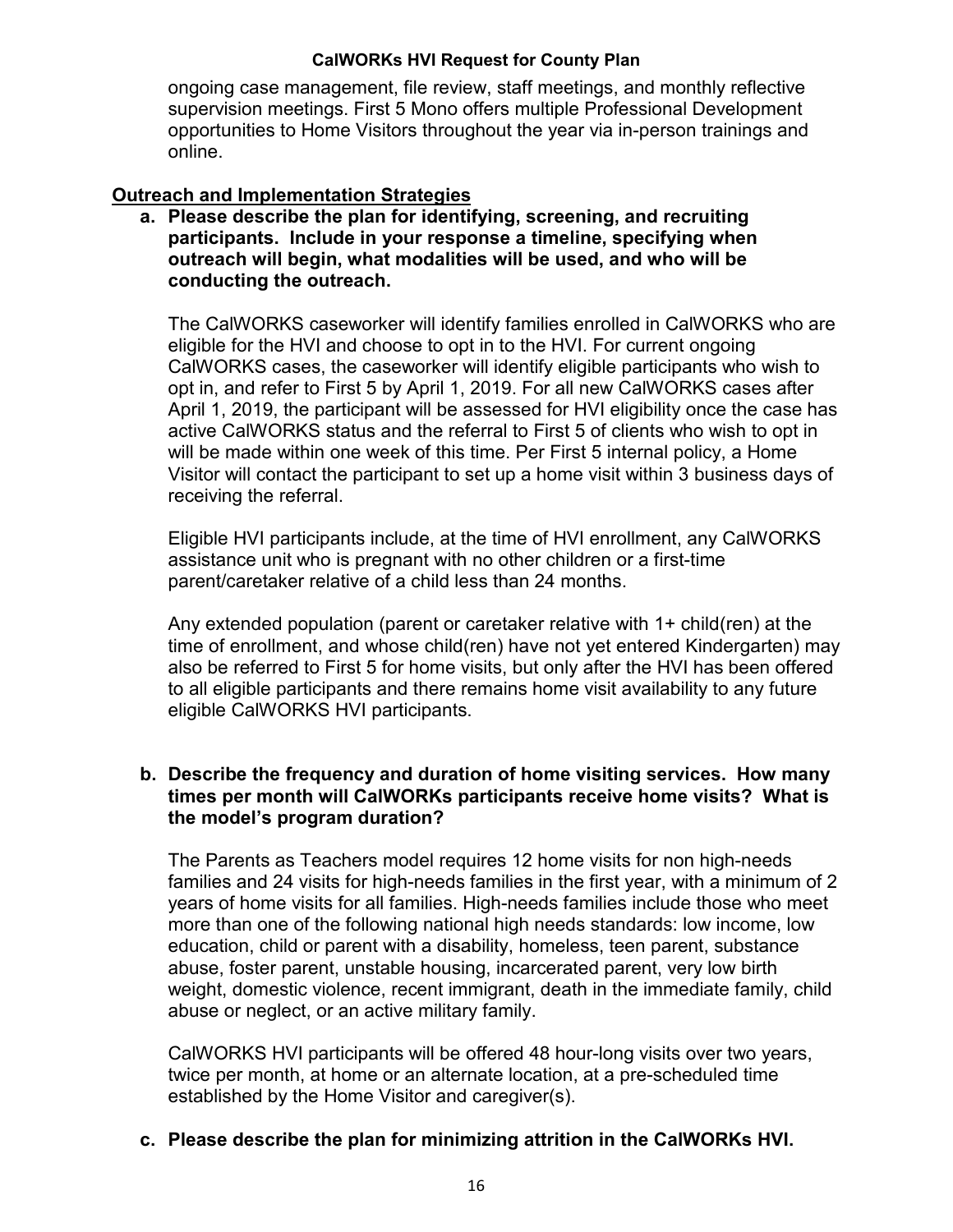ongoing case management, file review, staff meetings, and monthly reflective supervision meetings. First 5 Mono offers multiple Professional Development opportunities to Home Visitors throughout the year via in-person trainings and online.

## Outreach and Implementation Strategies

**a. Please describe the plan for identifying, screening, and recruiting participants. Include in your response a timeline, specifying when outreach will begin, what modalities will be used, and who will be conducting the outreach.**

The CalWORKS caseworker will identify families enrolled in CalWORKS who are eligible for the HVI and choose to opt in to the HVI. For current ongoing CalWORKS cases, the caseworker will identify eligible participants who wish to opt in, and refer to First 5 by April 1, 2019. For all new CalWORKS cases after April 1, 2019, the participant will be assessed for HVI eligibility once the case has active CalWORKS status and the referral to First 5 of clients who wish to opt in will be made within one week of this time. Per First 5 internal policy, a Home Visitor will contact the participant to set up a home visit within 3 business days of receiving the referral.

Eligible HVI participants include, at the time of HVI enrollment, any CalWORKS assistance unit who is pregnant with no other children or a first-time parent/caretaker relative of a child less than 24 months.

Any extended population (parent or caretaker relative with 1+ child(ren) at the time of enrollment, and whose child(ren) have not yet entered Kindergarten) may also be referred to First 5 for home visits, but only after the HVI has been offered to all eligible participants and there remains home visit availability to any future eligible CalWORKS HVI participants.

**b. Describe the frequency and duration of home visiting services. How many times per month will CalWORKs participants receive home visits? What is the model's program duration?**

The Parents as Teachers model requires 12 home visits for non high-needs families and 24 visits for high-needs families in the first year, with a minimum of 2 years of home visits for all families. High-needs families include those who meet more than one of the following national high needs standards: low income, low education, child or parent with a disability, homeless, teen parent, substance abuse, foster parent, unstable housing, incarcerated parent, very low birth weight, domestic violence, recent immigrant, death in the immediate family, child abuse or neglect, or an active military family.

CalWORKS HVI participants will be offered 48 hour-long visits over two years, twice per month, at home or an alternate location, at a pre-scheduled time established by the Home Visitor and caregiver(s).

**c. Please describe the plan for minimizing attrition in the CalWORKs HVI.**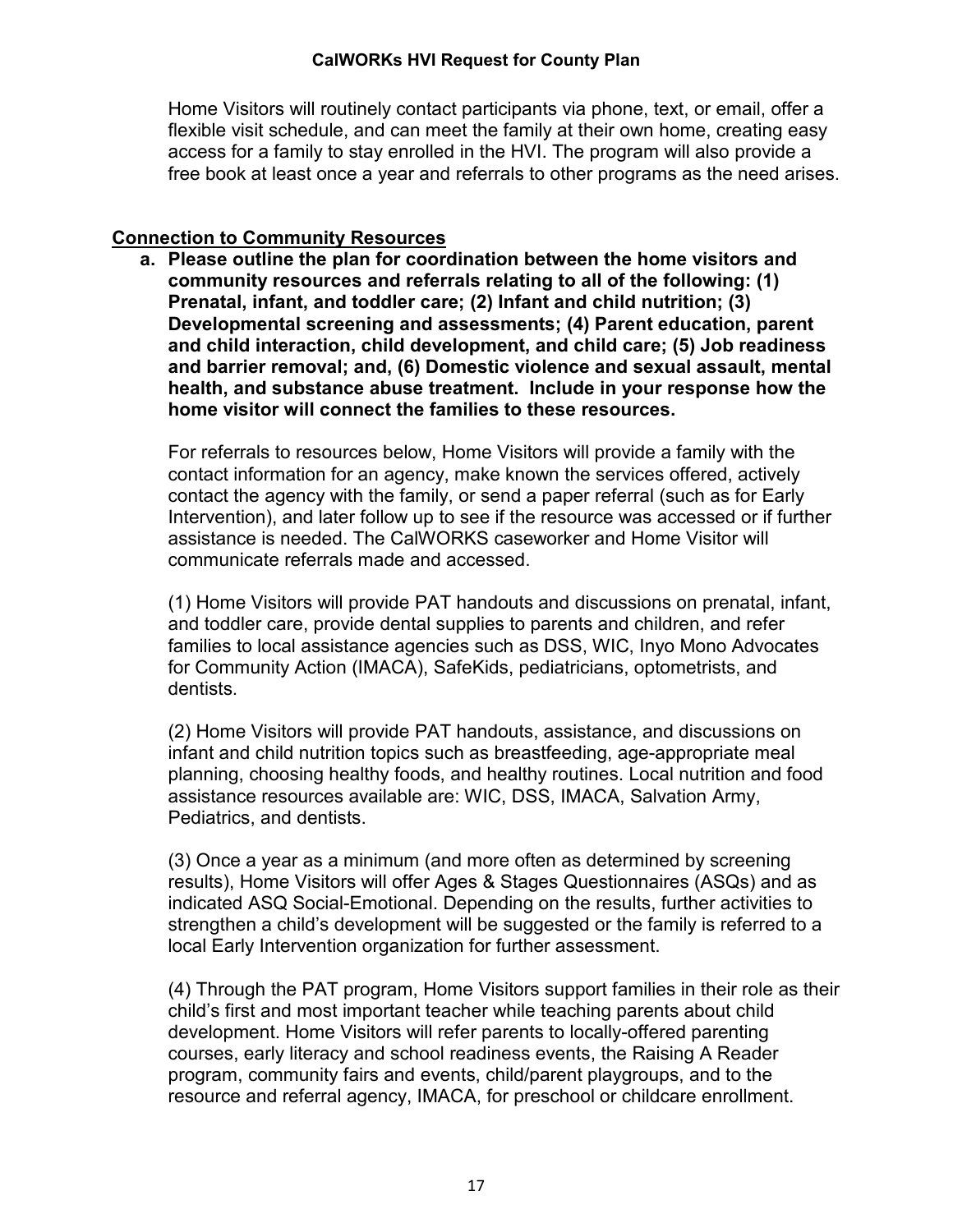Home Visitors will routinely contact participants via phone, text, or email, offer a flexible visit schedule, and can meet the family at their own home, creating easy access for a family to stay enrolled in the HVI. The program will also provide a free book at least once a year and referrals to other programs as the need arises.

## Connection to Community Resources

**a. Please outline the plan for coordination between the home visitors and community resources and referrals relating to all of the following: (1) Prenatal, infant, and toddler care; (2) Infant and child nutrition; (3) Developmental screening and assessments; (4) Parent education, parent and child interaction, child development, and child care; (5) Job readiness and barrier removal; and, (6) Domestic violence and sexual assault, mental health, and substance abuse treatment. Include in your response how the home visitor will connect the families to these resources.**

For referrals to resources below, Home Visitors will provide a family with the contact information for an agency, make known the services offered, actively contact the agency with the family, or send a paper referral (such as for Early Intervention), and later follow up to see if the resource was accessed or if further assistance is needed. The CalWORKS caseworker and Home Visitor will communicate referrals made and accessed.

(1) Home Visitors will provide PAT handouts and discussions on prenatal, infant, and toddler care, provide dental supplies to parents and children, and refer families to local assistance agencies such as DSS, WIC, Inyo Mono Advocates for Community Action (IMACA), SafeKids, pediatricians, optometrists, and dentists.

(2) Home Visitors will provide PAT handouts, assistance, and discussions on infant and child nutrition topics such as breastfeeding, age-appropriate meal planning, choosing healthy foods, and healthy routines. Local nutrition and food assistance resources available are: WIC, DSS, IMACA, Salvation Army, Pediatrics, and dentists.

(3) Once a year as a minimum (and more often as determined by screening results), Home Visitors will offer Ages & Stages Questionnaires (ASQs) and as indicated ASQ Social-Emotional. Depending on the results, further activities to strengthen a child's development will be suggested or the family is referred to a local Early Intervention organization for further assessment.

(4) Through the PAT program, Home Visitors support families in their role as their child's first and most important teacher while teaching parents about child development. Home Visitors will refer parents to locally-offered parenting courses, early literacy and school readiness events, the Raising A Reader program, community fairs and events, child/parent playgroups, and to the resource and referral agency, IMACA, for preschool or childcare enrollment.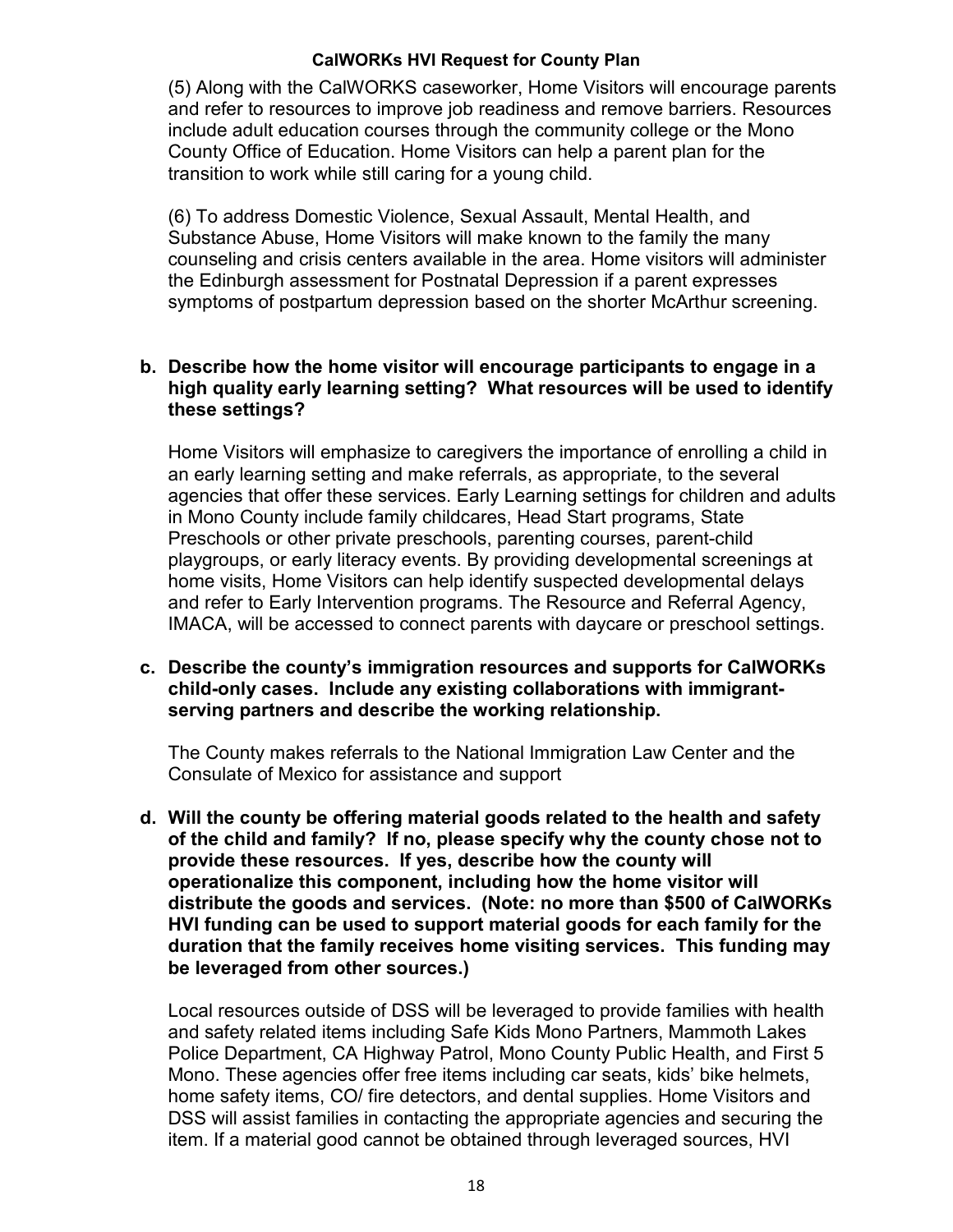(5) Along with the CalWORKS caseworker, Home Visitors will encourage parents and refer to resources to improve job readiness and remove barriers. Resources include adult education courses through the community college or the Mono County Office of Education. Home Visitors can help a parent plan for the transition to work while still caring for a young child.

(6) To address Domestic Violence, Sexual Assault, Mental Health, and Substance Abuse, Home Visitors will make known to the family the many counseling and crisis centers available in the area. Home visitors will administer the Edinburgh assessment for Postnatal Depression if a parent expresses symptoms of postpartum depression based on the shorter McArthur screening.

**b. Describe how the home visitor will encourage participants to engage in a high quality early learning setting? What resources will be used to identify these settings?**

Home Visitors will emphasize to caregivers the importance of enrolling a child in an early learning setting and make referrals, as appropriate, to the several agencies that offer these services. Early Learning settings for children and adults in Mono County include family childcares, Head Start programs, State Preschools or other private preschools, parenting courses, parent-child playgroups, or early literacy events. By providing developmental screenings at home visits, Home Visitors can help identify suspected developmental delays and refer to Early Intervention programs. The Resource and Referral Agency, IMACA, will be accessed to connect parents with daycare or preschool settings.

**c. Describe the county's immigration resources and supports for CalWORKs child-only cases. Include any existing collaborations with immigrant-serving partners and describe the working relationship.**

The County makes referrals to the National Immigration Law Center and the Consulate of Mexico for assistance and support

**d. Will the county be offering material goods related to the health and safety of the child and family? If no, please specify why the county chose not to provide these resources. If yes, describe how the county will operationalize this component, including how the home visitor will distribute the goods and services. (Note: no more than $500 of CalWORKs HVI funding can be used to support material goods for each family for the duration that the family receives home visiting services. This funding may be leveraged from other sources.)**

Local resources outside of DSS will be leveraged to provide families with health and safety related items including Safe Kids Mono Partners, Mammoth Lakes Police Department, CA Highway Patrol, Mono County Public Health, and First 5 Mono. These agencies offer free items including car seats, kids' bike helmets, home safety items, CO/ fire detectors, and dental supplies. Home Visitors and DSS will assist families in contacting the appropriate agencies and securing the item. If a material good cannot be obtained through leveraged sources, HVI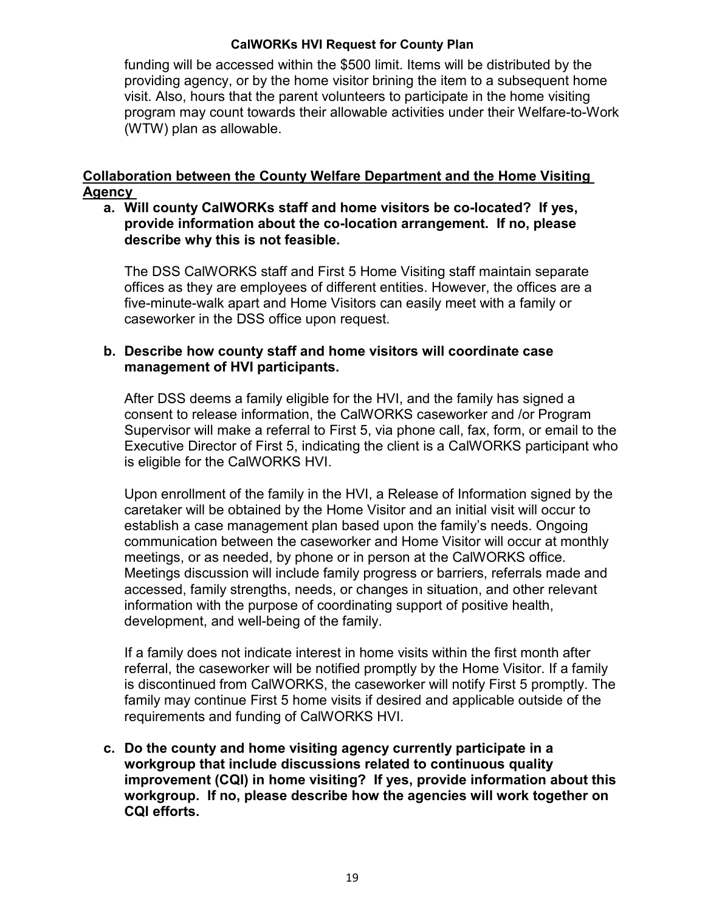funding will be accessed within the $500 limit. Items will be distributed by the providing agency, or by the home visitor brining the item to a subsequent home visit. Also, hours that the parent volunteers to participate in the home visiting program may count towards their allowable activities under their Welfare-to-Work (WTW) plan as allowable.

## Collaboration between the County Welfare Department and the Home Visiting Agency

**a. Will county CalWORKs staff and home visitors be co-located? If yes, provide information about the co-location arrangement. If no, please describe why this is not feasible.**

The DSS CalWORKS staff and First 5 Home Visiting staff maintain separate offices as they are employees of different entities. However, the offices are a five-minute-walk apart and Home Visitors can easily meet with a family or caseworker in the DSS office upon request.

**b. Describe how county staff and home visitors will coordinate case management of HVI participants.**

After DSS deems a family eligible for the HVI, and the family has signed a consent to release information, the CalWORKS caseworker and /or Program Supervisor will make a referral to First 5, via phone call, fax, form, or email to the Executive Director of First 5, indicating the client is a CalWORKS participant who is eligible for the CalWORKS HVI.

Upon enrollment of the family in the HVI, a Release of Information signed by the caretaker will be obtained by the Home Visitor and an initial visit will occur to establish a case management plan based upon the family's needs. Ongoing communication between the caseworker and Home Visitor will occur at monthly meetings, or as needed, by phone or in person at the CalWORKS office. Meetings discussion will include family progress or barriers, referrals made and accessed, family strengths, needs, or changes in situation, and other relevant information with the purpose of coordinating support of positive health, development, and well-being of the family.

If a family does not indicate interest in home visits within the first month after referral, the caseworker will be notified promptly by the Home Visitor. If a family is discontinued from CalWORKS, the caseworker will notify First 5 promptly. The family may continue First 5 home visits if desired and applicable outside of the requirements and funding of CalWORKS HVI.

**c. Do the county and home visiting agency currently participate in a workgroup that include discussions related to continuous quality improvement (CQI) in home visiting? If yes, provide information about this workgroup. If no, please describe how the agencies will work together on CQI efforts.**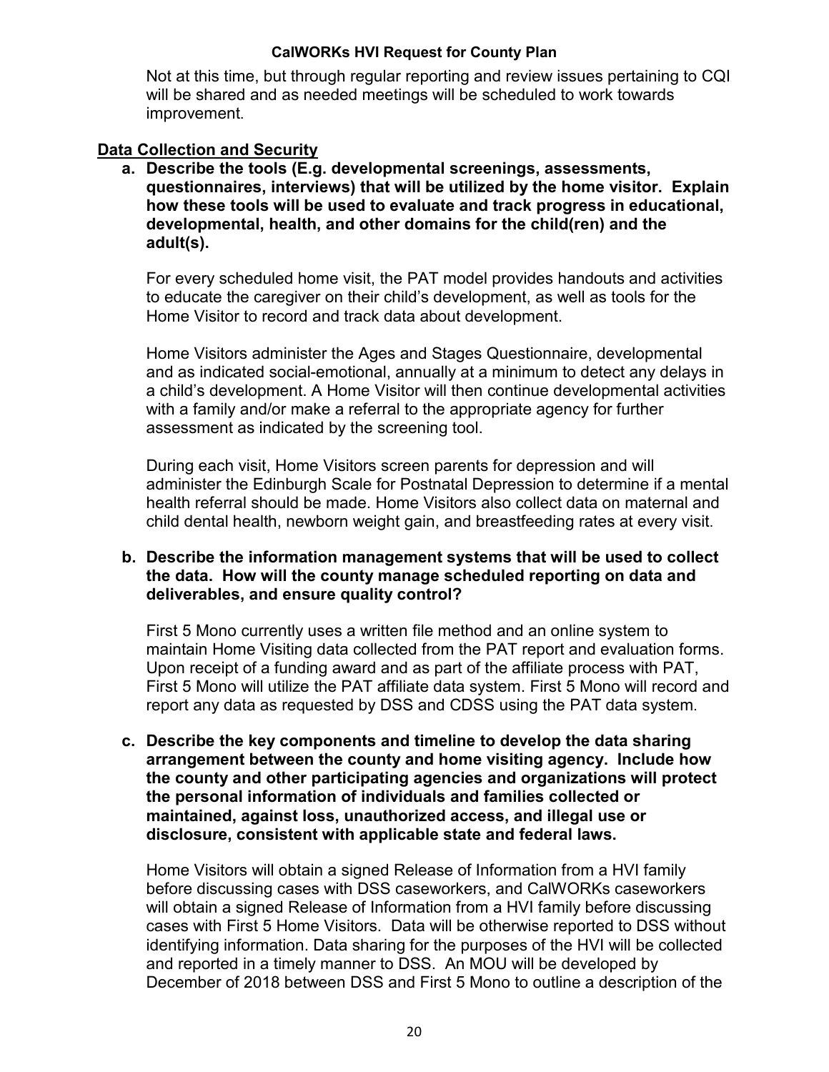Not at this time, but through regular reporting and review issues pertaining to CQI will be shared and as needed meetings will be scheduled to work towards improvement.

## Data Collection and Security

**a. Describe the tools (E.g. developmental screenings, assessments, questionnaires, interviews) that will be utilized by the home visitor. Explain how these tools will be used to evaluate and track progress in educational, developmental, health, and other domains for the child(ren) and the adult(s).**

For every scheduled home visit, the PAT model provides handouts and activities to educate the caregiver on their child's development, as well as tools for the Home Visitor to record and track data about development.

Home Visitors administer the Ages and Stages Questionnaire, developmental and as indicated social-emotional, annually at a minimum to detect any delays in a child's development. A Home Visitor will then continue developmental activities with a family and/or make a referral to the appropriate agency for further assessment as indicated by the screening tool.

During each visit, Home Visitors screen parents for depression and will administer the Edinburgh Scale for Postnatal Depression to determine if a mental health referral should be made. Home Visitors also collect data on maternal and child dental health, newborn weight gain, and breastfeeding rates at every visit.

**b. Describe the information management systems that will be used to collect the data. How will the county manage scheduled reporting on data and deliverables, and ensure quality control?**

First 5 Mono currently uses a written file method and an online system to maintain Home Visiting data collected from the PAT report and evaluation forms. Upon receipt of a funding award and as part of the affiliate process with PAT, First 5 Mono will utilize the PAT affiliate data system. First 5 Mono will record and report any data as requested by DSS and CDSS using the PAT data system.

**c. Describe the key components and timeline to develop the data sharing arrangement between the county and home visiting agency. Include how the county and other participating agencies and organizations will protect the personal information of individuals and families collected or maintained, against loss, unauthorized access, and illegal use or disclosure, consistent with applicable state and federal laws.**

Home Visitors will obtain a signed Release of Information from a HVI family before discussing cases with DSS caseworkers, and CalWORKs caseworkers will obtain a signed Release of Information from a HVI family before discussing cases with First 5 Home Visitors. Data will be otherwise reported to DSS without identifying information. Data sharing for the purposes of the HVI will be collected and reported in a timely manner to DSS. An MOU will be developed by December of 2018 between DSS and First 5 Mono to outline a description of the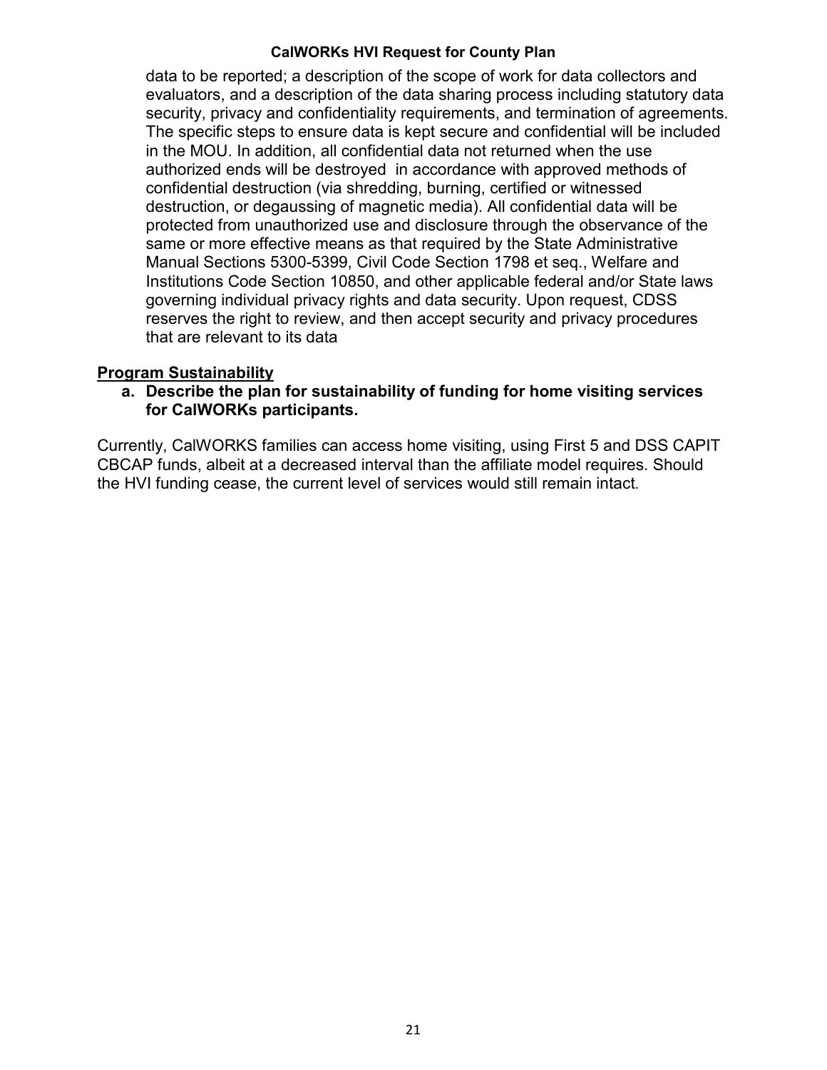data to be reported; a description of the scope of work for data collectors and evaluators, and a description of the data sharing process including statutory data security, privacy and confidentiality requirements, and termination of agreements. The specific steps to ensure data is kept secure and confidential will be included in the MOU. In addition, all confidential data not returned when the use authorized ends will be destroyed in accordance with approved methods of confidential destruction (via shredding, burning, certified or witnessed destruction, or degaussing of magnetic media). All confidential data will be protected from unauthorized use and disclosure through the observance of the same or more effective means as that required by the State Administrative Manual Sections 5300-5399, Civil Code Section 1798 et seq., Welfare and Institutions Code Section 10850, and other applicable federal and/or State laws governing individual privacy rights and data security. Upon request, CDSS reserves the right to review, and then accept security and privacy procedures that are relevant to its data

**Program Sustainability**

**a. Describe the plan for sustainability of funding for home visiting services for CalWORKs participants.**

Currently, CalWORKS families can access home visiting, using First 5 and DSS CAPIT CBCAP funds, albeit at a decreased interval than the affiliate model requires. Should the HVI funding cease, the current level of services would still remain intact.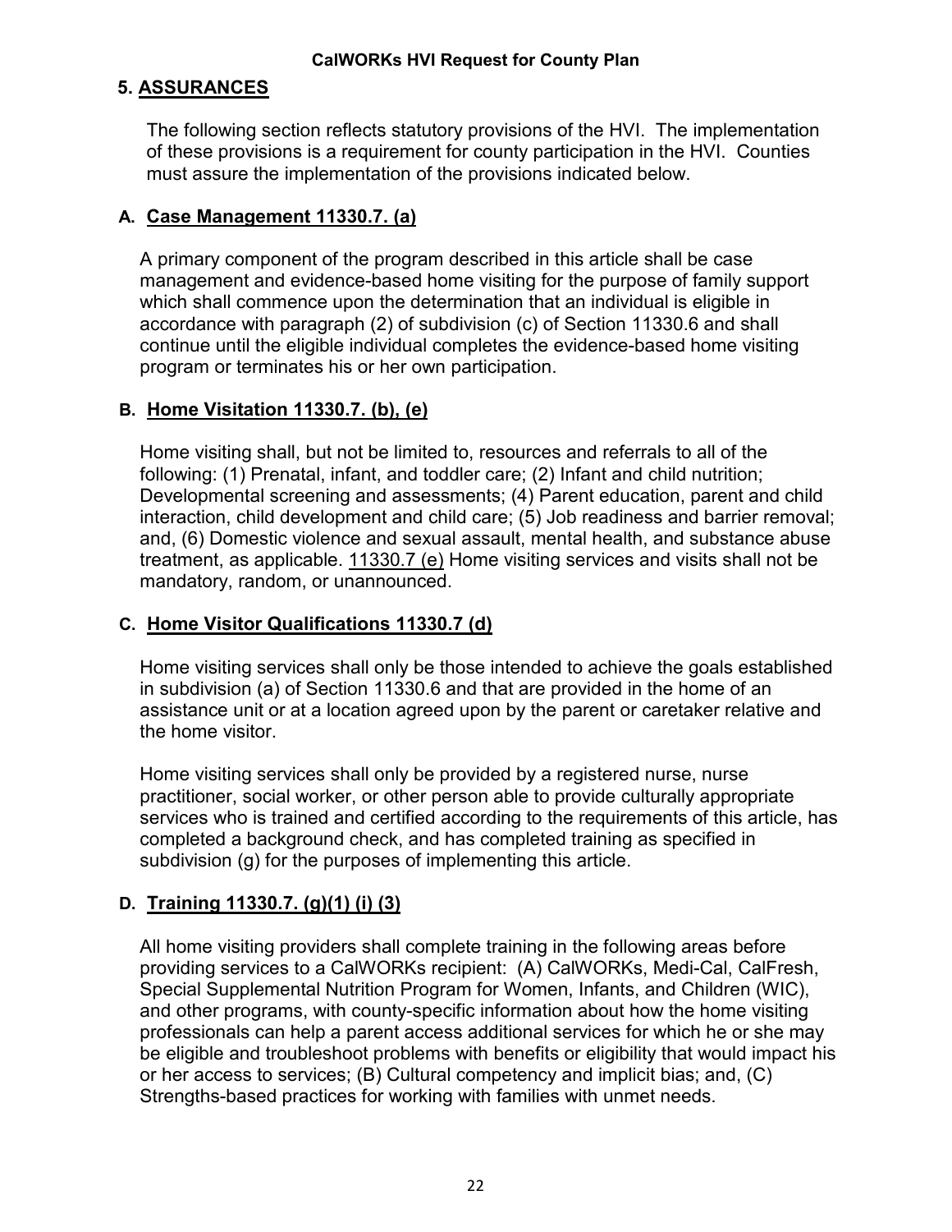## 5. ASSURANCES

The following section reflects statutory provisions of the HVI. The implementation of these provisions is a requirement for county participation in the HVI. Counties must assure the implementation of the provisions indicated below.

### A. Case Management 11330.7. (a)

A primary component of the program described in this article shall be case management and evidence-based home visiting for the purpose of family support which shall commence upon the determination that an individual is eligible in accordance with paragraph (2) of subdivision (c) of Section 11330.6 and shall continue until the eligible individual completes the evidence-based home visiting program or terminates his or her own participation.

### B. Home Visitation 11330.7. (b), (e)

Home visiting shall, but not be limited to, resources and referrals to all of the following: (1) Prenatal, infant, and toddler care; (2) Infant and child nutrition; Developmental screening and assessments; (4) Parent education, parent and child interaction, child development and child care; (5) Job readiness and barrier removal; and, (6) Domestic violence and sexual assault, mental health, and substance abuse treatment, as applicable. 11330.7 (e) Home visiting services and visits shall not be mandatory, random, or unannounced.

### C. Home Visitor Qualifications 11330.7 (d)

Home visiting services shall only be those intended to achieve the goals established in subdivision (a) of Section 11330.6 and that are provided in the home of an assistance unit or at a location agreed upon by the parent or caretaker relative and the home visitor.

Home visiting services shall only be provided by a registered nurse, nurse practitioner, social worker, or other person able to provide culturally appropriate services who is trained and certified according to the requirements of this article, has completed a background check, and has completed training as specified in subdivision (g) for the purposes of implementing this article.

### D. Training 11330.7. (g)(1) (i) (3)

All home visiting providers shall complete training in the following areas before providing services to a CalWORKs recipient: (A) CalWORKs, Medi-Cal, CalFresh, Special Supplemental Nutrition Program for Women, Infants, and Children (WIC), and other programs, with county-specific information about how the home visiting professionals can help a parent access additional services for which he or she may be eligible and troubleshoot problems with benefits or eligibility that would impact his or her access to services; (B) Cultural competency and implicit bias; and, (C) Strengths-based practices for working with families with unmet needs.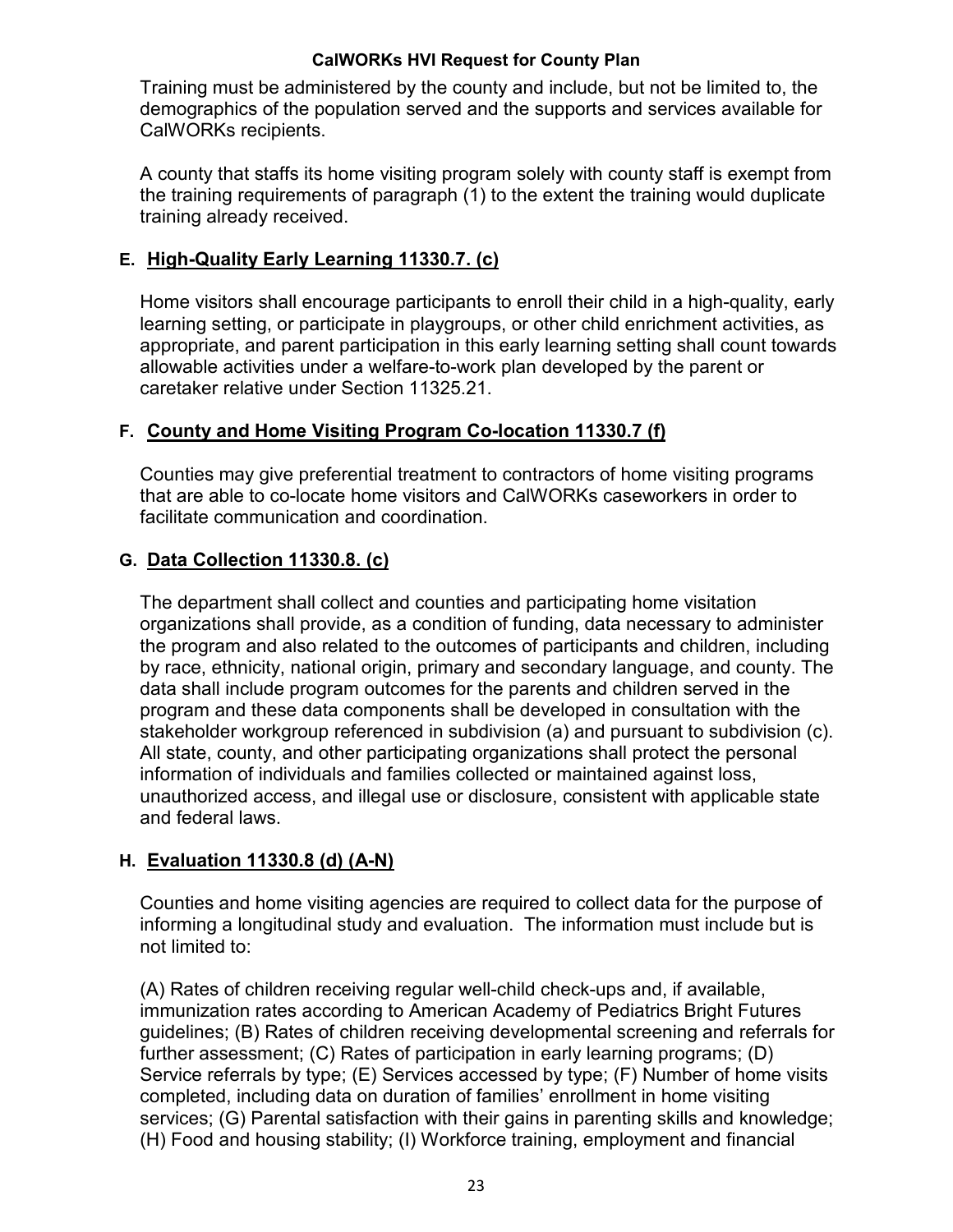Training must be administered by the county and include, but not be limited to, the demographics of the population served and the supports and services available for CalWORKs recipients.

A county that staffs its home visiting program solely with county staff is exempt from the training requirements of paragraph (1) to the extent the training would duplicate training already received.

### E. High-Quality Early Learning 11330.7. (c)

Home visitors shall encourage participants to enroll their child in a high-quality, early learning setting, or participate in playgroups, or other child enrichment activities, as appropriate, and parent participation in this early learning setting shall count towards allowable activities under a welfare-to-work plan developed by the parent or caretaker relative under Section 11325.21.

### F. County and Home Visiting Program Co-location 11330.7 (f)

Counties may give preferential treatment to contractors of home visiting programs that are able to co-locate home visitors and CalWORKs caseworkers in order to facilitate communication and coordination.

### G. Data Collection 11330.8. (c)

The department shall collect and counties and participating home visitation organizations shall provide, as a condition of funding, data necessary to administer the program and also related to the outcomes of participants and children, including by race, ethnicity, national origin, primary and secondary language, and county. The data shall include program outcomes for the parents and children served in the program and these data components shall be developed in consultation with the stakeholder workgroup referenced in subdivision (a) and pursuant to subdivision (c). All state, county, and other participating organizations shall protect the personal information of individuals and families collected or maintained against loss, unauthorized access, and illegal use or disclosure, consistent with applicable state and federal laws.

### H. Evaluation 11330.8 (d) (A-N)

Counties and home visiting agencies are required to collect data for the purpose of informing a longitudinal study and evaluation. The information must include but is not limited to:

(A) Rates of children receiving regular well-child check-ups and, if available, immunization rates according to American Academy of Pediatrics Bright Futures guidelines; (B) Rates of children receiving developmental screening and referrals for further assessment; (C) Rates of participation in early learning programs; (D) Service referrals by type; (E) Services accessed by type; (F) Number of home visits completed, including data on duration of families' enrollment in home visiting services; (G) Parental satisfaction with their gains in parenting skills and knowledge; (H) Food and housing stability; (I) Workforce training, employment and financial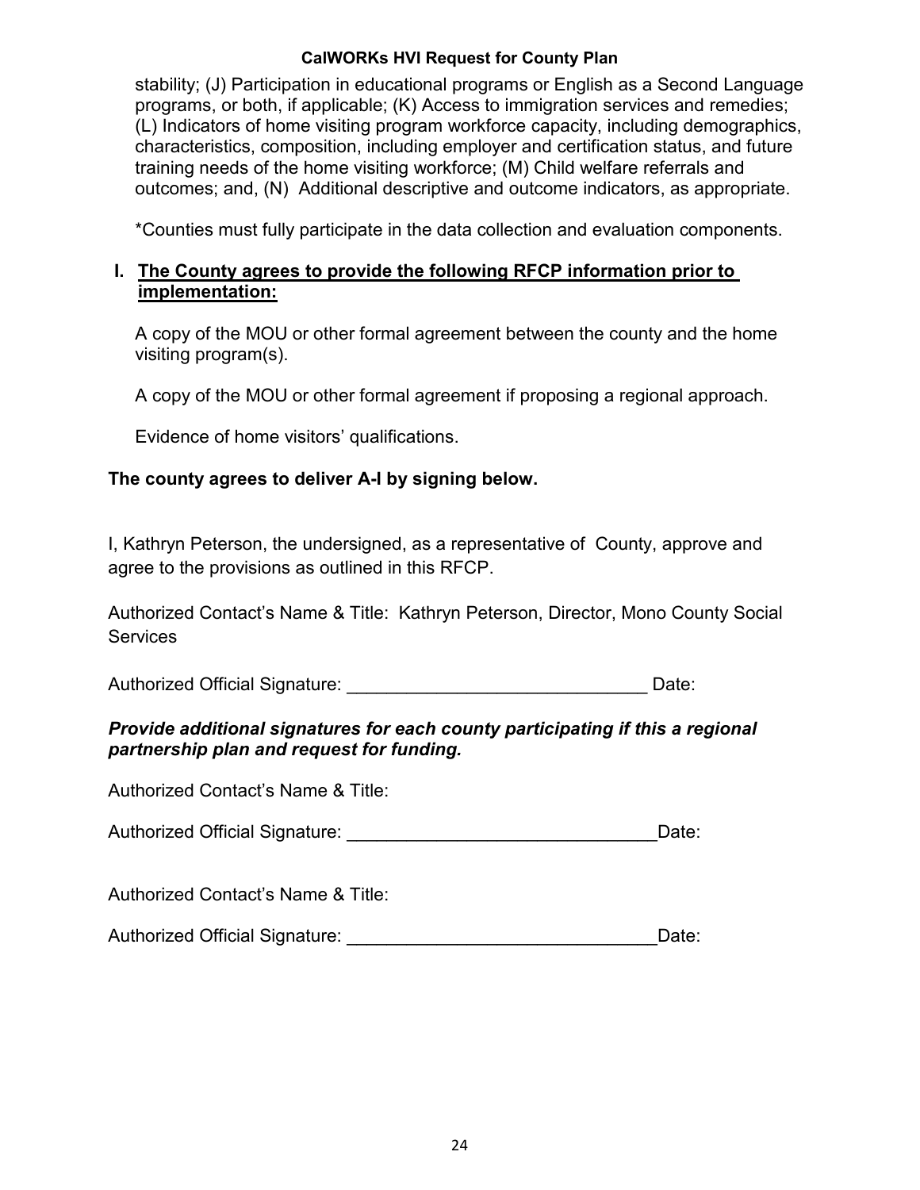stability; (J) Participation in educational programs or English as a Second Language programs, or both, if applicable; (K) Access to immigration services and remedies; (L) Indicators of home visiting program workforce capacity, including demographics, characteristics, composition, including employer and certification status, and future training needs of the home visiting workforce; (M) Child welfare referrals and outcomes; and, (N) Additional descriptive and outcome indicators, as appropriate.

*Counties must fully participate in the data collection and evaluation components.

**I. <u>The County agrees to provide the following RFCP information prior to implementation:</u>**

A copy of the MOU or other formal agreement between the county and the home visiting program(s).

A copy of the MOU or other formal agreement if proposing a regional approach.

Evidence of home visitors' qualifications.

**The county agrees to deliver A-I by signing below.**

I, Kathryn Peterson, the undersigned, as a representative of  County, approve and agree to the provisions as outlined in this RFCP.

Authorized Contact's Name & Title:  Kathryn Peterson, Director, Mono County Social Services

Authorized Official Signature: ______________________________ Date:

***Provide additional signatures for each county participating if this a regional partnership plan and request for funding.***

Authorized Contact's Name & Title:

Authorized Official Signature: ______________________________Date:

Authorized Contact's Name & Title:

Authorized Official Signature: ______________________________Date: